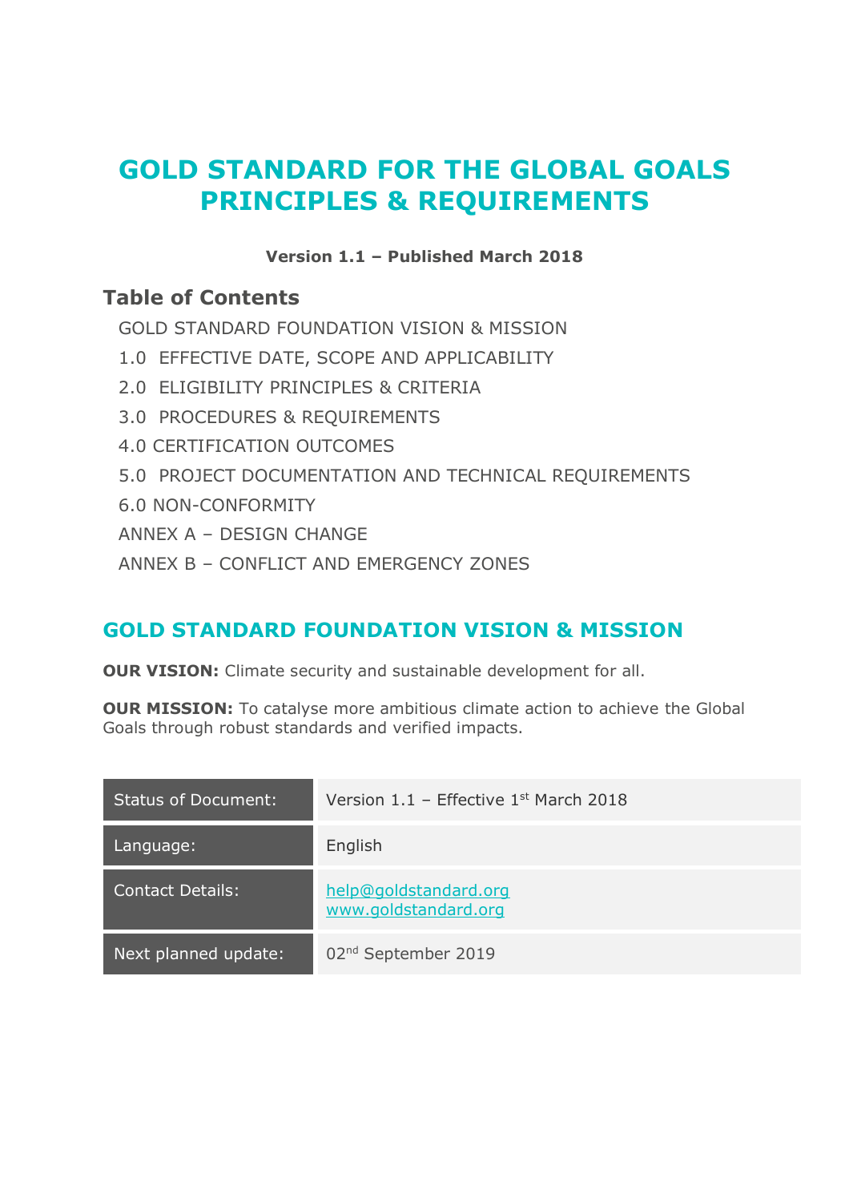# GOLD STANDARD FOR THE GLOBAL GOALS PRINCIPLES & REQUIREMENTS

**Version 1.1 – Published March 2018**

## Table of Contents

GOLD STANDARD FOUNDATION VISION & MISSION

1.0 EFFECTIVE DATE, SCOPE AND APPLICABILITY

2.0 ELIGIBILITY PRINCIPLES & CRITERIA

3.0 PROCEDURES & REQUIREMENTS

4.0 CERTIFICATION OUTCOMES

5.0 PROJECT DOCUMENTATION AND TECHNICAL REQUIREMENTS

6.0 NON-CONFORMITY

ANNEX A – DESIGN CHANGE

ANNEX B – CONFLICT AND EMERGENCY ZONES

## GOLD STANDARD FOUNDATION VISION & MISSION

**OUR VISION:** Climate security and sustainable development for all.

**OUR MISSION:** To catalyse more ambitious climate action to achieve the Global Goals through robust standards and verified impacts.

| Status of Document: | Version 1.1 – Effective 1st March 2018 |
|---|---|
| Language: | English |
| Contact Details: | help@goldstandard.org www.goldstandard.org |
| Next planned update: | 02nd September 2019 |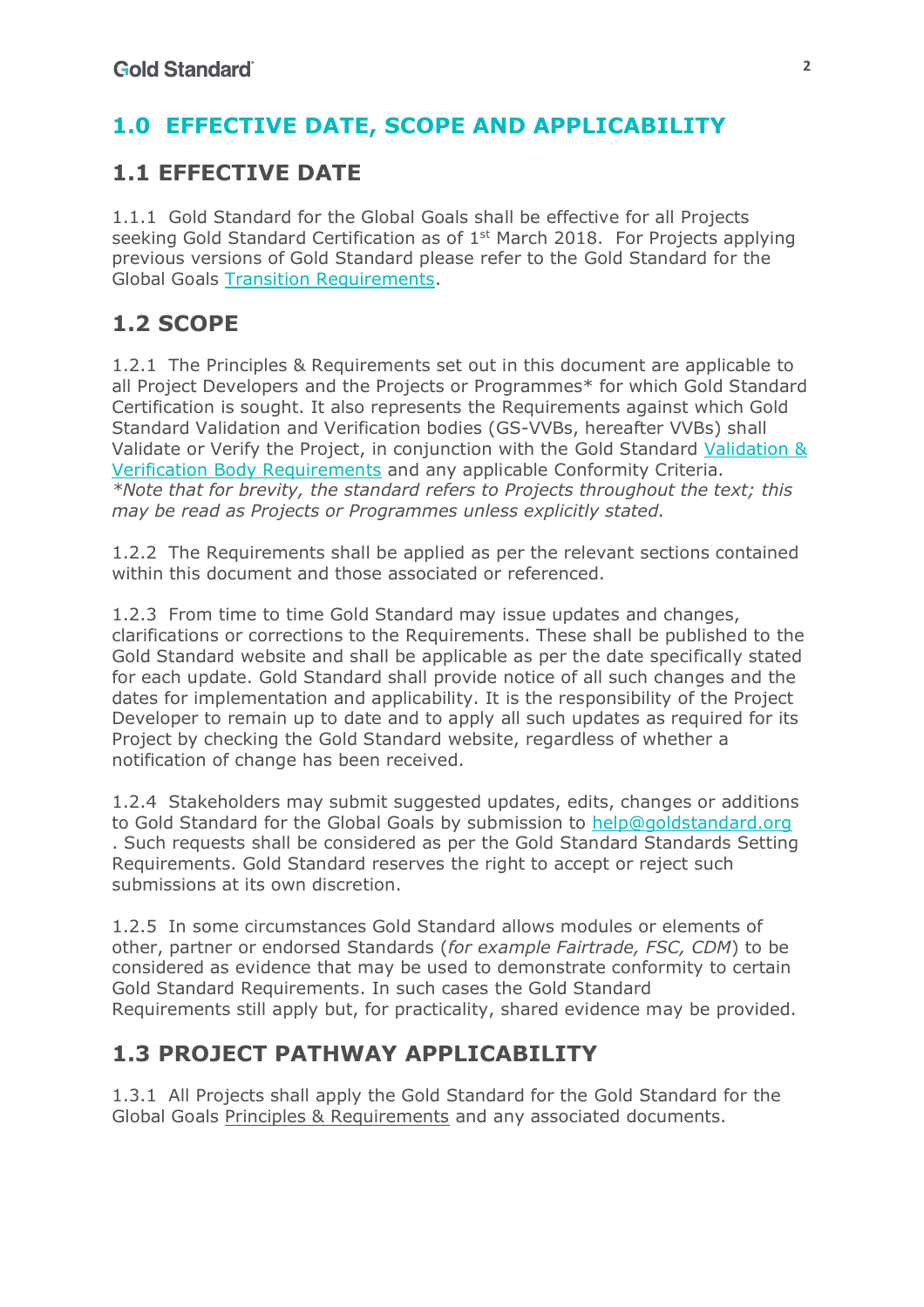# 1.0 EFFECTIVE DATE, SCOPE AND APPLICABILITY

## 1.1 EFFECTIVE DATE

1.1.1 Gold Standard for the Global Goals shall be effective for all Projects seeking Gold Standard Certification as of 1st March 2018. For Projects applying previous versions of Gold Standard please refer to the Gold Standard for the Global Goals Transition Requirements.

## 1.2 SCOPE

1.2.1 The Principles & Requirements set out in this document are applicable to all Project Developers and the Projects or Programmes* for which Gold Standard Certification is sought. It also represents the Requirements against which Gold Standard Validation and Verification bodies (GS-VVBs, hereafter VVBs) shall Validate or Verify the Project, in conjunction with the Gold Standard Validation & Verification Body Requirements and any applicable Conformity Criteria.
*\*Note that for brevity, the standard refers to Projects throughout the text; this may be read as Projects or Programmes unless explicitly stated.*

1.2.2 The Requirements shall be applied as per the relevant sections contained within this document and those associated or referenced.

1.2.3 From time to time Gold Standard may issue updates and changes, clarifications or corrections to the Requirements. These shall be published to the Gold Standard website and shall be applicable as per the date specifically stated for each update. Gold Standard shall provide notice of all such changes and the dates for implementation and applicability. It is the responsibility of the Project Developer to remain up to date and to apply all such updates as required for its Project by checking the Gold Standard website, regardless of whether a notification of change has been received.

1.2.4 Stakeholders may submit suggested updates, edits, changes or additions to Gold Standard for the Global Goals by submission to help@goldstandard.org . Such requests shall be considered as per the Gold Standard Standards Setting Requirements. Gold Standard reserves the right to accept or reject such submissions at its own discretion.

1.2.5 In some circumstances Gold Standard allows modules or elements of other, partner or endorsed Standards (*for example Fairtrade, FSC, CDM*) to be considered as evidence that may be used to demonstrate conformity to certain Gold Standard Requirements. In such cases the Gold Standard Requirements still apply but, for practicality, shared evidence may be provided.

## 1.3 PROJECT PATHWAY APPLICABILITY

1.3.1 All Projects shall apply the Gold Standard for the Gold Standard for the Global Goals Principles & Requirements and any associated documents.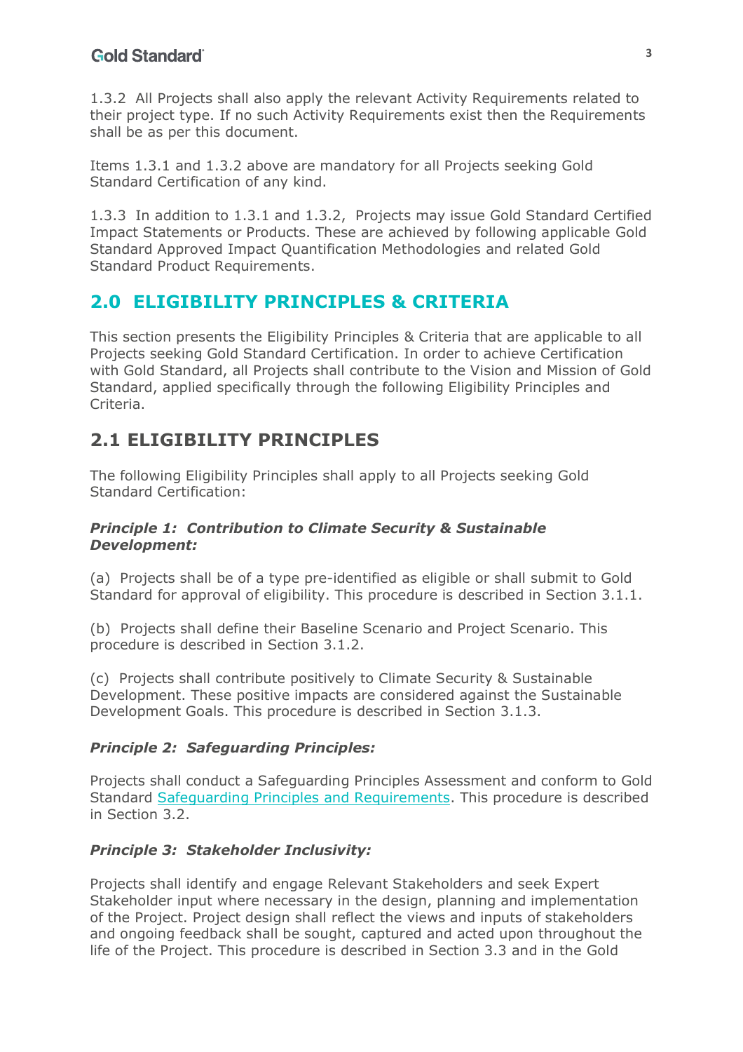1.3.2 All Projects shall also apply the relevant Activity Requirements related to their project type. If no such Activity Requirements exist then the Requirements shall be as per this document.

Items 1.3.1 and 1.3.2 above are mandatory for all Projects seeking Gold Standard Certification of any kind.

1.3.3 In addition to 1.3.1 and 1.3.2, Projects may issue Gold Standard Certified Impact Statements or Products. These are achieved by following applicable Gold Standard Approved Impact Quantification Methodologies and related Gold Standard Product Requirements.

# 2.0 ELIGIBILITY PRINCIPLES & CRITERIA

This section presents the Eligibility Principles & Criteria that are applicable to all Projects seeking Gold Standard Certification. In order to achieve Certification with Gold Standard, all Projects shall contribute to the Vision and Mission of Gold Standard, applied specifically through the following Eligibility Principles and Criteria.

## 2.1 ELIGIBILITY PRINCIPLES

The following Eligibility Principles shall apply to all Projects seeking Gold Standard Certification:

***Principle 1: Contribution to Climate Security & Sustainable Development:***

(a) Projects shall be of a type pre-identified as eligible or shall submit to Gold Standard for approval of eligibility. This procedure is described in Section 3.1.1.

(b) Projects shall define their Baseline Scenario and Project Scenario. This procedure is described in Section 3.1.2.

(c) Projects shall contribute positively to Climate Security & Sustainable Development. These positive impacts are considered against the Sustainable Development Goals. This procedure is described in Section 3.1.3.

***Principle 2: Safeguarding Principles:***

Projects shall conduct a Safeguarding Principles Assessment and conform to Gold Standard Safeguarding Principles and Requirements. This procedure is described in Section 3.2.

***Principle 3: Stakeholder Inclusivity:***

Projects shall identify and engage Relevant Stakeholders and seek Expert Stakeholder input where necessary in the design, planning and implementation of the Project. Project design shall reflect the views and inputs of stakeholders and ongoing feedback shall be sought, captured and acted upon throughout the life of the Project. This procedure is described in Section 3.3 and in the Gold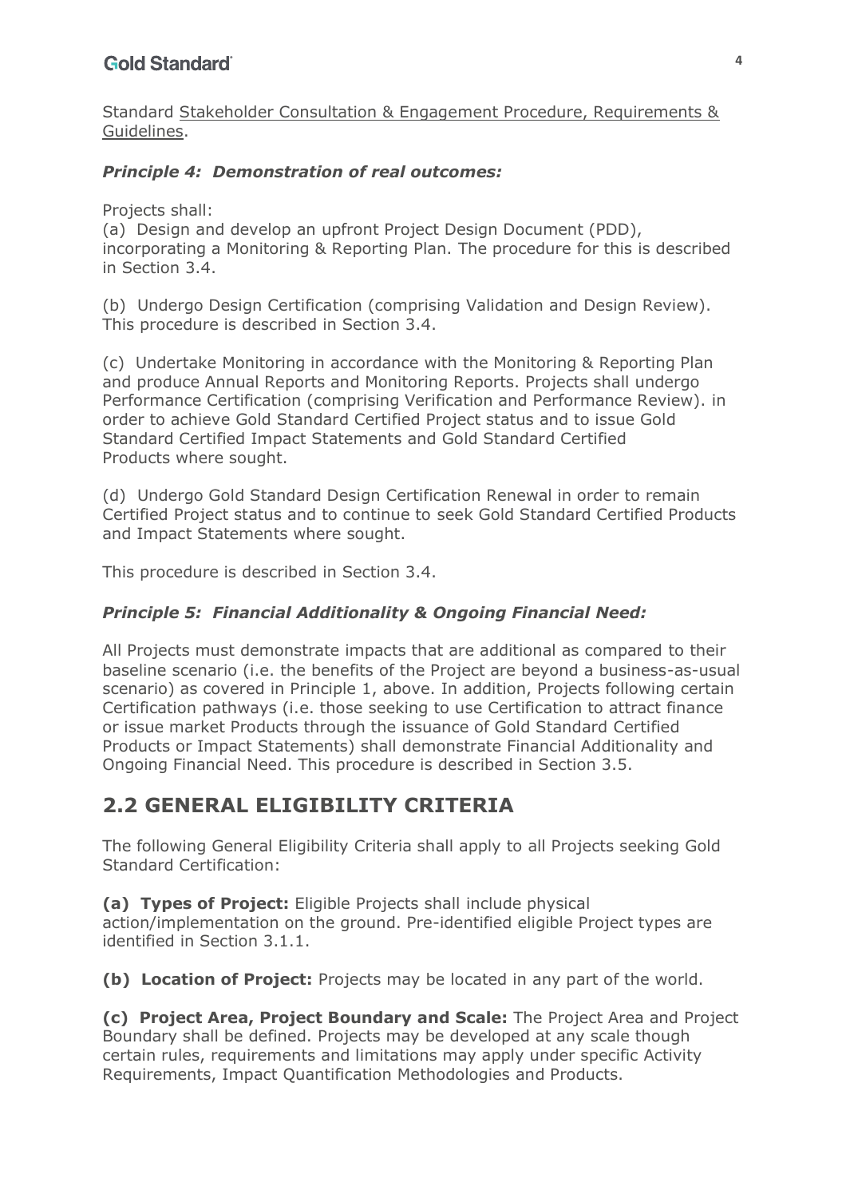Standard Stakeholder Consultation & Engagement Procedure, Requirements & Guidelines.

***Principle 4: Demonstration of real outcomes:***

Projects shall:

(a) Design and develop an upfront Project Design Document (PDD), incorporating a Monitoring & Reporting Plan. The procedure for this is described in Section 3.4.

(b) Undergo Design Certification (comprising Validation and Design Review). This procedure is described in Section 3.4.

(c) Undertake Monitoring in accordance with the Monitoring & Reporting Plan and produce Annual Reports and Monitoring Reports. Projects shall undergo Performance Certification (comprising Verification and Performance Review). in order to achieve Gold Standard Certified Project status and to issue Gold Standard Certified Impact Statements and Gold Standard Certified Products where sought.

(d) Undergo Gold Standard Design Certification Renewal in order to remain Certified Project status and to continue to seek Gold Standard Certified Products and Impact Statements where sought.

This procedure is described in Section 3.4.

***Principle 5: Financial Additionality & Ongoing Financial Need:***

All Projects must demonstrate impacts that are additional as compared to their baseline scenario (i.e. the benefits of the Project are beyond a business-as-usual scenario) as covered in Principle 1, above. In addition, Projects following certain Certification pathways (i.e. those seeking to use Certification to attract finance or issue market Products through the issuance of Gold Standard Certified Products or Impact Statements) shall demonstrate Financial Additionality and Ongoing Financial Need. This procedure is described in Section 3.5.

## 2.2 GENERAL ELIGIBILITY CRITERIA

The following General Eligibility Criteria shall apply to all Projects seeking Gold Standard Certification:

**(a) Types of Project:** Eligible Projects shall include physical action/implementation on the ground. Pre-identified eligible Project types are identified in Section 3.1.1.

**(b) Location of Project:** Projects may be located in any part of the world.

**(c) Project Area, Project Boundary and Scale:** The Project Area and Project Boundary shall be defined. Projects may be developed at any scale though certain rules, requirements and limitations may apply under specific Activity Requirements, Impact Quantification Methodologies and Products.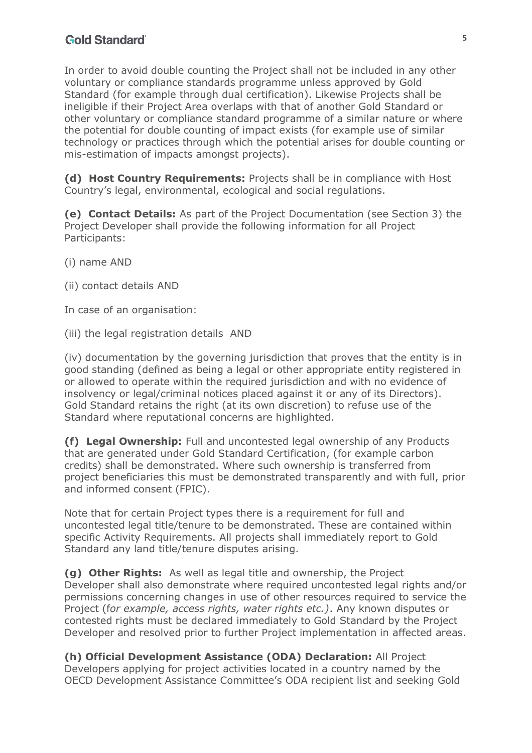In order to avoid double counting the Project shall not be included in any other voluntary or compliance standards programme unless approved by Gold Standard (for example through dual certification). Likewise Projects shall be ineligible if their Project Area overlaps with that of another Gold Standard or other voluntary or compliance standard programme of a similar nature or where the potential for double counting of impact exists (for example use of similar technology or practices through which the potential arises for double counting or mis-estimation of impacts amongst projects).

**(d) Host Country Requirements:** Projects shall be in compliance with Host Country's legal, environmental, ecological and social regulations.

**(e) Contact Details:** As part of the Project Documentation (see Section 3) the Project Developer shall provide the following information for all Project Participants:

(i) name AND

(ii) contact details AND

In case of an organisation:

(iii) the legal registration details AND

(iv) documentation by the governing jurisdiction that proves that the entity is in good standing (defined as being a legal or other appropriate entity registered in or allowed to operate within the required jurisdiction and with no evidence of insolvency or legal/criminal notices placed against it or any of its Directors). Gold Standard retains the right (at its own discretion) to refuse use of the Standard where reputational concerns are highlighted.

**(f) Legal Ownership:** Full and uncontested legal ownership of any Products that are generated under Gold Standard Certification, (for example carbon credits) shall be demonstrated. Where such ownership is transferred from project beneficiaries this must be demonstrated transparently and with full, prior and informed consent (FPIC).

Note that for certain Project types there is a requirement for full and uncontested legal title/tenure to be demonstrated. These are contained within specific Activity Requirements. All projects shall immediately report to Gold Standard any land title/tenure disputes arising.

**(g) Other Rights:** As well as legal title and ownership, the Project Developer shall also demonstrate where required uncontested legal rights and/or permissions concerning changes in use of other resources required to service the Project (f*or example, access rights, water rights etc.)*. Any known disputes or contested rights must be declared immediately to Gold Standard by the Project Developer and resolved prior to further Project implementation in affected areas.

**(h) Official Development Assistance (ODA) Declaration:** All Project Developers applying for project activities located in a country named by the OECD Development Assistance Committee's ODA recipient list and seeking Gold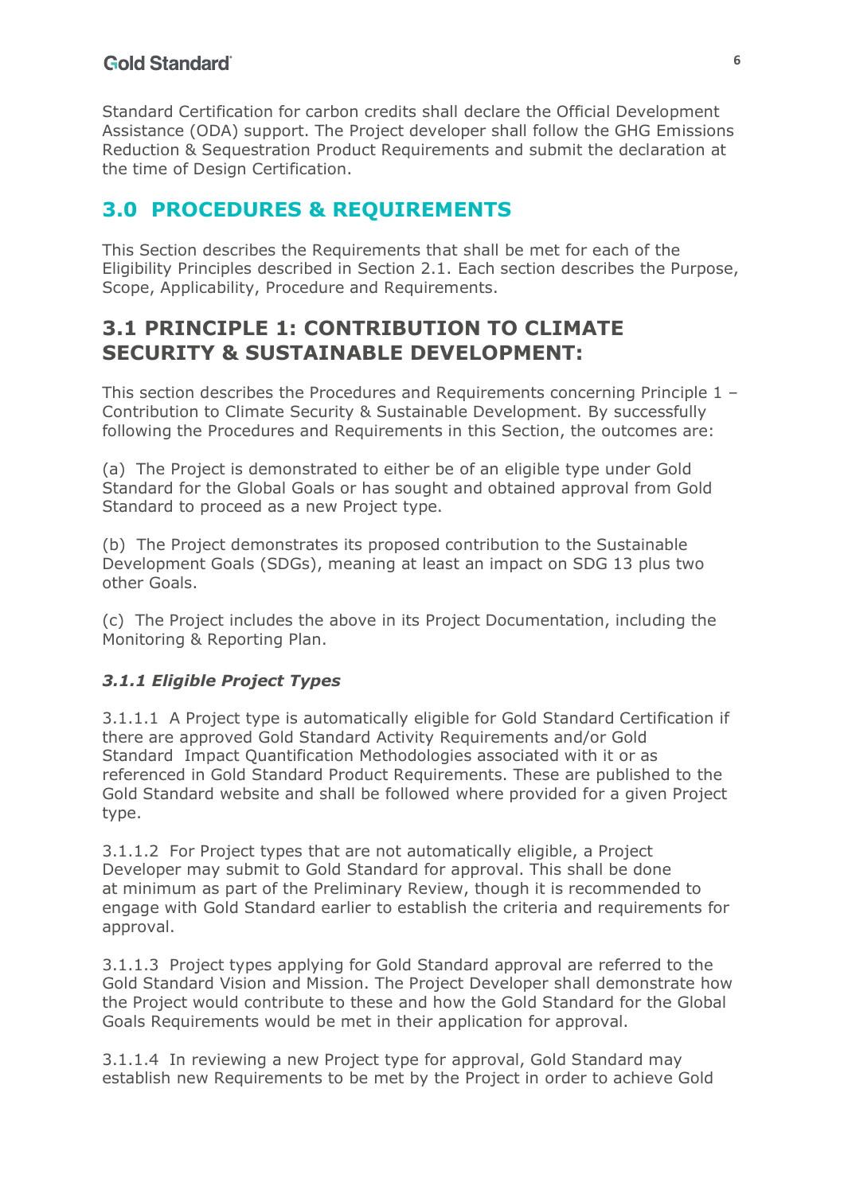Standard Certification for carbon credits shall declare the Official Development Assistance (ODA) support. The Project developer shall follow the GHG Emissions Reduction & Sequestration Product Requirements and submit the declaration at the time of Design Certification.

# 3.0 PROCEDURES & REQUIREMENTS

This Section describes the Requirements that shall be met for each of the Eligibility Principles described in Section 2.1. Each section describes the Purpose, Scope, Applicability, Procedure and Requirements.

## 3.1 PRINCIPLE 1: CONTRIBUTION TO CLIMATE SECURITY & SUSTAINABLE DEVELOPMENT:

This section describes the Procedures and Requirements concerning Principle 1 – Contribution to Climate Security & Sustainable Development. By successfully following the Procedures and Requirements in this Section, the outcomes are:

(a) The Project is demonstrated to either be of an eligible type under Gold Standard for the Global Goals or has sought and obtained approval from Gold Standard to proceed as a new Project type.

(b) The Project demonstrates its proposed contribution to the Sustainable Development Goals (SDGs), meaning at least an impact on SDG 13 plus two other Goals.

(c) The Project includes the above in its Project Documentation, including the Monitoring & Reporting Plan.

### *3.1.1 Eligible Project Types*

3.1.1.1 A Project type is automatically eligible for Gold Standard Certification if there are approved Gold Standard Activity Requirements and/or Gold Standard Impact Quantification Methodologies associated with it or as referenced in Gold Standard Product Requirements. These are published to the Gold Standard website and shall be followed where provided for a given Project type.

3.1.1.2 For Project types that are not automatically eligible, a Project Developer may submit to Gold Standard for approval. This shall be done at minimum as part of the Preliminary Review, though it is recommended to engage with Gold Standard earlier to establish the criteria and requirements for approval.

3.1.1.3 Project types applying for Gold Standard approval are referred to the Gold Standard Vision and Mission. The Project Developer shall demonstrate how the Project would contribute to these and how the Gold Standard for the Global Goals Requirements would be met in their application for approval.

3.1.1.4 In reviewing a new Project type for approval, Gold Standard may establish new Requirements to be met by the Project in order to achieve Gold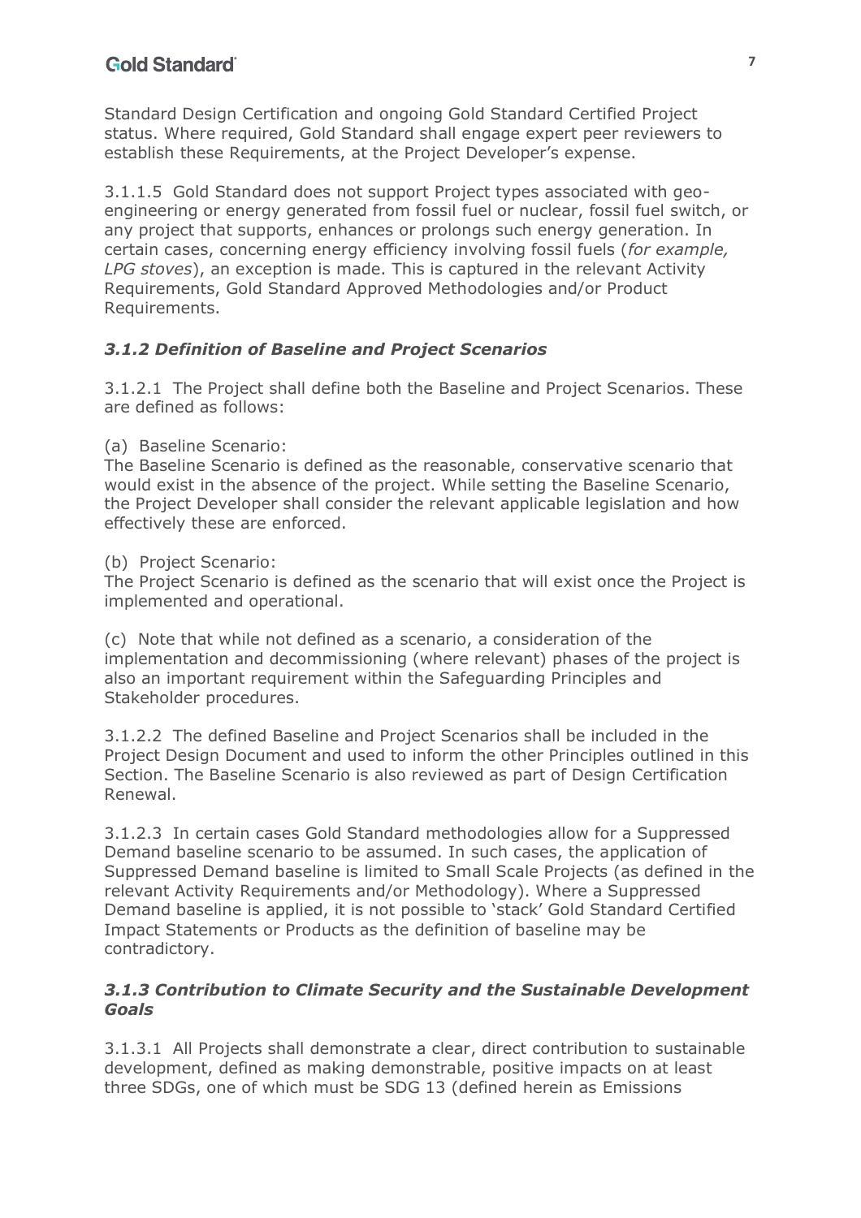Standard Design Certification and ongoing Gold Standard Certified Project status. Where required, Gold Standard shall engage expert peer reviewers to establish these Requirements, at the Project Developer's expense.

3.1.1.5 Gold Standard does not support Project types associated with geo-engineering or energy generated from fossil fuel or nuclear, fossil fuel switch, or any project that supports, enhances or prolongs such energy generation. In certain cases, concerning energy efficiency involving fossil fuels (*for example, LPG stoves*), an exception is made. This is captured in the relevant Activity Requirements, Gold Standard Approved Methodologies and/or Product Requirements.

### *3.1.2 Definition of Baseline and Project Scenarios*

3.1.2.1 The Project shall define both the Baseline and Project Scenarios. These are defined as follows:

(a) Baseline Scenario:
The Baseline Scenario is defined as the reasonable, conservative scenario that would exist in the absence of the project. While setting the Baseline Scenario, the Project Developer shall consider the relevant applicable legislation and how effectively these are enforced.

(b) Project Scenario:
The Project Scenario is defined as the scenario that will exist once the Project is implemented and operational.

(c) Note that while not defined as a scenario, a consideration of the implementation and decommissioning (where relevant) phases of the project is also an important requirement within the Safeguarding Principles and Stakeholder procedures.

3.1.2.2 The defined Baseline and Project Scenarios shall be included in the Project Design Document and used to inform the other Principles outlined in this Section. The Baseline Scenario is also reviewed as part of Design Certification Renewal.

3.1.2.3 In certain cases Gold Standard methodologies allow for a Suppressed Demand baseline scenario to be assumed. In such cases, the application of Suppressed Demand baseline is limited to Small Scale Projects (as defined in the relevant Activity Requirements and/or Methodology). Where a Suppressed Demand baseline is applied, it is not possible to 'stack' Gold Standard Certified Impact Statements or Products as the definition of baseline may be contradictory.

### *3.1.3 Contribution to Climate Security and the Sustainable Development Goals*

3.1.3.1 All Projects shall demonstrate a clear, direct contribution to sustainable development, defined as making demonstrable, positive impacts on at least three SDGs, one of which must be SDG 13 (defined herein as Emissions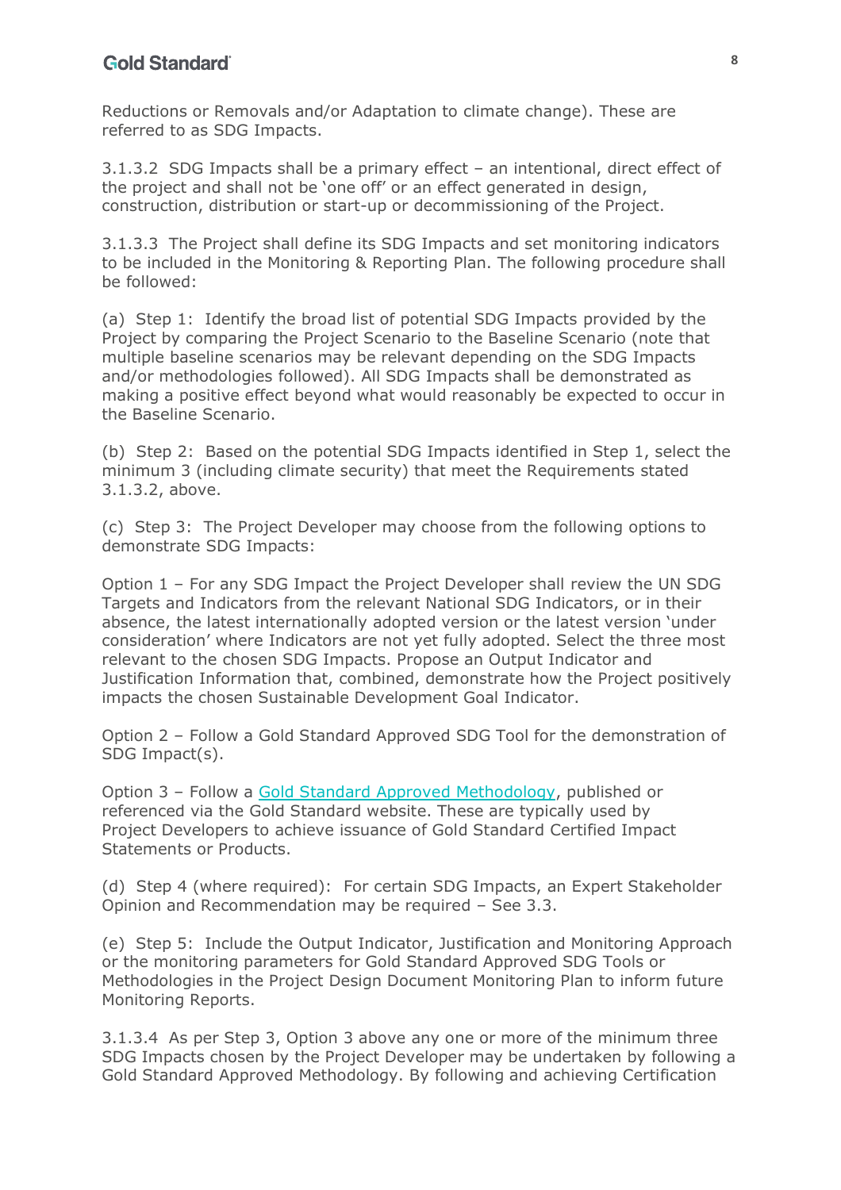Reductions or Removals and/or Adaptation to climate change). These are referred to as SDG Impacts.

3.1.3.2 SDG Impacts shall be a primary effect – an intentional, direct effect of the project and shall not be 'one off' or an effect generated in design, construction, distribution or start-up or decommissioning of the Project.

3.1.3.3 The Project shall define its SDG Impacts and set monitoring indicators to be included in the Monitoring & Reporting Plan. The following procedure shall be followed:

(a) Step 1: Identify the broad list of potential SDG Impacts provided by the Project by comparing the Project Scenario to the Baseline Scenario (note that multiple baseline scenarios may be relevant depending on the SDG Impacts and/or methodologies followed). All SDG Impacts shall be demonstrated as making a positive effect beyond what would reasonably be expected to occur in the Baseline Scenario.

(b) Step 2: Based on the potential SDG Impacts identified in Step 1, select the minimum 3 (including climate security) that meet the Requirements stated 3.1.3.2, above.

(c) Step 3: The Project Developer may choose from the following options to demonstrate SDG Impacts:

Option 1 – For any SDG Impact the Project Developer shall review the UN SDG Targets and Indicators from the relevant National SDG Indicators, or in their absence, the latest internationally adopted version or the latest version 'under consideration' where Indicators are not yet fully adopted. Select the three most relevant to the chosen SDG Impacts. Propose an Output Indicator and Justification Information that, combined, demonstrate how the Project positively impacts the chosen Sustainable Development Goal Indicator.

Option 2 – Follow a Gold Standard Approved SDG Tool for the demonstration of SDG Impact(s).

Option 3 – Follow a Gold Standard Approved Methodology, published or referenced via the Gold Standard website. These are typically used by Project Developers to achieve issuance of Gold Standard Certified Impact Statements or Products.

(d) Step 4 (where required): For certain SDG Impacts, an Expert Stakeholder Opinion and Recommendation may be required – See 3.3.

(e) Step 5: Include the Output Indicator, Justification and Monitoring Approach or the monitoring parameters for Gold Standard Approved SDG Tools or Methodologies in the Project Design Document Monitoring Plan to inform future Monitoring Reports.

3.1.3.4 As per Step 3, Option 3 above any one or more of the minimum three SDG Impacts chosen by the Project Developer may be undertaken by following a Gold Standard Approved Methodology. By following and achieving Certification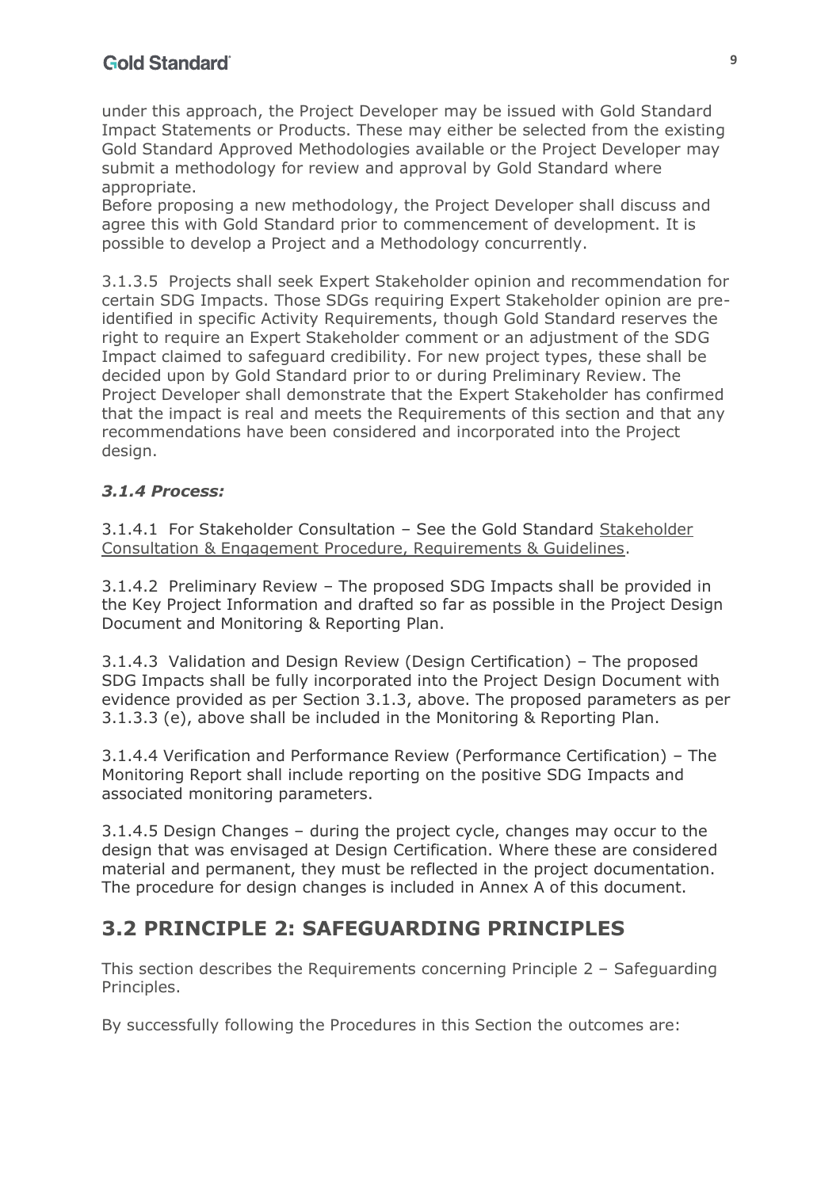under this approach, the Project Developer may be issued with Gold Standard Impact Statements or Products. These may either be selected from the existing Gold Standard Approved Methodologies available or the Project Developer may submit a methodology for review and approval by Gold Standard where appropriate.

Before proposing a new methodology, the Project Developer shall discuss and agree this with Gold Standard prior to commencement of development. It is possible to develop a Project and a Methodology concurrently.

3.1.3.5 Projects shall seek Expert Stakeholder opinion and recommendation for certain SDG Impacts. Those SDGs requiring Expert Stakeholder opinion are pre-identified in specific Activity Requirements, though Gold Standard reserves the right to require an Expert Stakeholder comment or an adjustment of the SDG Impact claimed to safeguard credibility. For new project types, these shall be decided upon by Gold Standard prior to or during Preliminary Review. The Project Developer shall demonstrate that the Expert Stakeholder has confirmed that the impact is real and meets the Requirements of this section and that any recommendations have been considered and incorporated into the Project design.

### *3.1.4 Process:*

3.1.4.1 For Stakeholder Consultation – See the Gold Standard Stakeholder Consultation & Engagement Procedure, Requirements & Guidelines.

3.1.4.2 Preliminary Review – The proposed SDG Impacts shall be provided in the Key Project Information and drafted so far as possible in the Project Design Document and Monitoring & Reporting Plan.

3.1.4.3 Validation and Design Review (Design Certification) – The proposed SDG Impacts shall be fully incorporated into the Project Design Document with evidence provided as per Section 3.1.3, above. The proposed parameters as per 3.1.3.3 (e), above shall be included in the Monitoring & Reporting Plan.

3.1.4.4 Verification and Performance Review (Performance Certification) – The Monitoring Report shall include reporting on the positive SDG Impacts and associated monitoring parameters.

3.1.4.5 Design Changes – during the project cycle, changes may occur to the design that was envisaged at Design Certification. Where these are considered material and permanent, they must be reflected in the project documentation. The procedure for design changes is included in Annex A of this document.

## 3.2 PRINCIPLE 2: SAFEGUARDING PRINCIPLES

This section describes the Requirements concerning Principle 2 – Safeguarding Principles.

By successfully following the Procedures in this Section the outcomes are: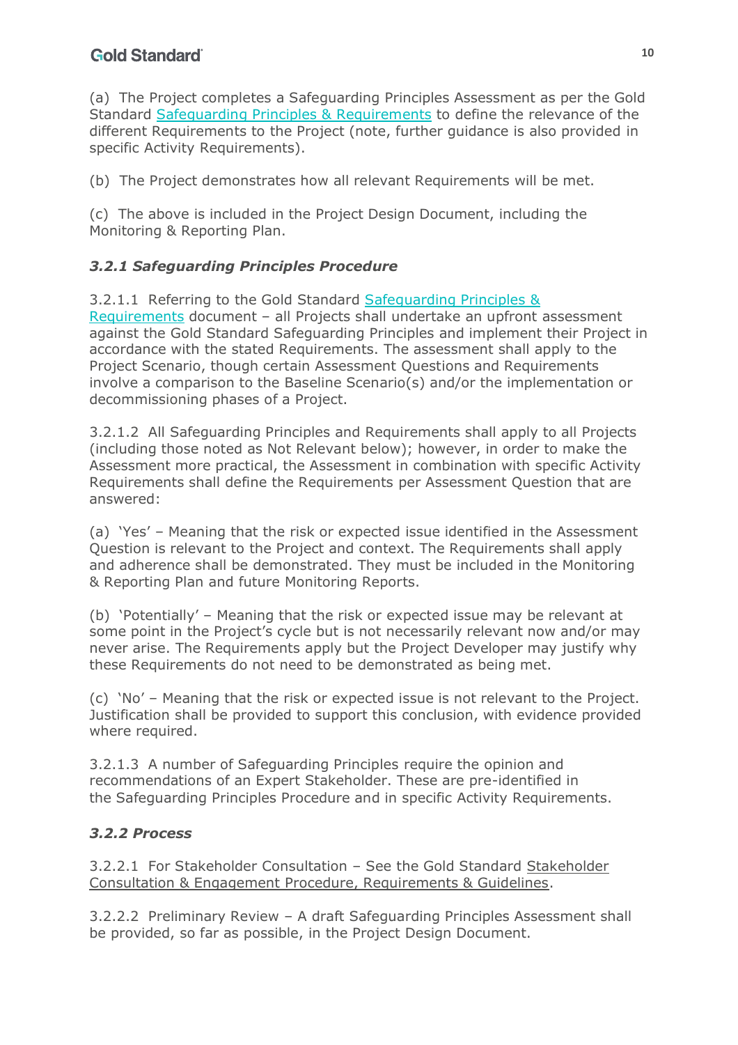(a) The Project completes a Safeguarding Principles Assessment as per the Gold Standard Safeguarding Principles & Requirements to define the relevance of the different Requirements to the Project (note, further guidance is also provided in specific Activity Requirements).

(b) The Project demonstrates how all relevant Requirements will be met.

(c) The above is included in the Project Design Document, including the Monitoring & Reporting Plan.

### *3.2.1 Safeguarding Principles Procedure*

3.2.1.1 Referring to the Gold Standard Safeguarding Principles & Requirements document – all Projects shall undertake an upfront assessment against the Gold Standard Safeguarding Principles and implement their Project in accordance with the stated Requirements. The assessment shall apply to the Project Scenario, though certain Assessment Questions and Requirements involve a comparison to the Baseline Scenario(s) and/or the implementation or decommissioning phases of a Project.

3.2.1.2 All Safeguarding Principles and Requirements shall apply to all Projects (including those noted as Not Relevant below); however, in order to make the Assessment more practical, the Assessment in combination with specific Activity Requirements shall define the Requirements per Assessment Question that are answered:

(a) 'Yes' – Meaning that the risk or expected issue identified in the Assessment Question is relevant to the Project and context. The Requirements shall apply and adherence shall be demonstrated. They must be included in the Monitoring & Reporting Plan and future Monitoring Reports.

(b) 'Potentially' – Meaning that the risk or expected issue may be relevant at some point in the Project's cycle but is not necessarily relevant now and/or may never arise. The Requirements apply but the Project Developer may justify why these Requirements do not need to be demonstrated as being met.

(c) 'No' – Meaning that the risk or expected issue is not relevant to the Project. Justification shall be provided to support this conclusion, with evidence provided where required.

3.2.1.3 A number of Safeguarding Principles require the opinion and recommendations of an Expert Stakeholder. These are pre-identified in the Safeguarding Principles Procedure and in specific Activity Requirements.

### *3.2.2 Process*

3.2.2.1 For Stakeholder Consultation – See the Gold Standard Stakeholder Consultation & Engagement Procedure, Requirements & Guidelines.

3.2.2.2 Preliminary Review – A draft Safeguarding Principles Assessment shall be provided, so far as possible, in the Project Design Document.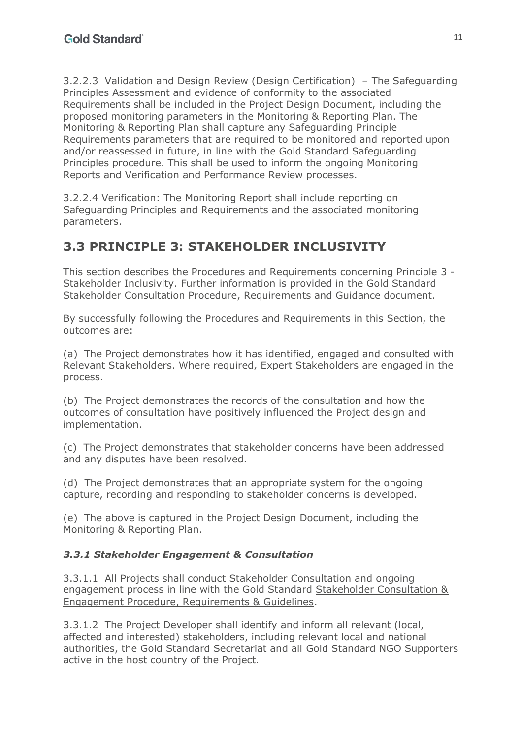3.2.2.3 Validation and Design Review (Design Certification) – The Safeguarding Principles Assessment and evidence of conformity to the associated Requirements shall be included in the Project Design Document, including the proposed monitoring parameters in the Monitoring & Reporting Plan. The Monitoring & Reporting Plan shall capture any Safeguarding Principle Requirements parameters that are required to be monitored and reported upon and/or reassessed in future, in line with the Gold Standard Safeguarding Principles procedure. This shall be used to inform the ongoing Monitoring Reports and Verification and Performance Review processes.

3.2.2.4 Verification: The Monitoring Report shall include reporting on Safeguarding Principles and Requirements and the associated monitoring parameters.

## 3.3 PRINCIPLE 3: STAKEHOLDER INCLUSIVITY

This section describes the Procedures and Requirements concerning Principle 3 - Stakeholder Inclusivity. Further information is provided in the Gold Standard Stakeholder Consultation Procedure, Requirements and Guidance document.

By successfully following the Procedures and Requirements in this Section, the outcomes are:

(a) The Project demonstrates how it has identified, engaged and consulted with Relevant Stakeholders. Where required, Expert Stakeholders are engaged in the process.

(b) The Project demonstrates the records of the consultation and how the outcomes of consultation have positively influenced the Project design and implementation.

(c) The Project demonstrates that stakeholder concerns have been addressed and any disputes have been resolved.

(d) The Project demonstrates that an appropriate system for the ongoing capture, recording and responding to stakeholder concerns is developed.

(e) The above is captured in the Project Design Document, including the Monitoring & Reporting Plan.

### *3.3.1 Stakeholder Engagement & Consultation*

3.3.1.1 All Projects shall conduct Stakeholder Consultation and ongoing engagement process in line with the Gold Standard Stakeholder Consultation & Engagement Procedure, Requirements & Guidelines.

3.3.1.2 The Project Developer shall identify and inform all relevant (local, affected and interested) stakeholders, including relevant local and national authorities, the Gold Standard Secretariat and all Gold Standard NGO Supporters active in the host country of the Project.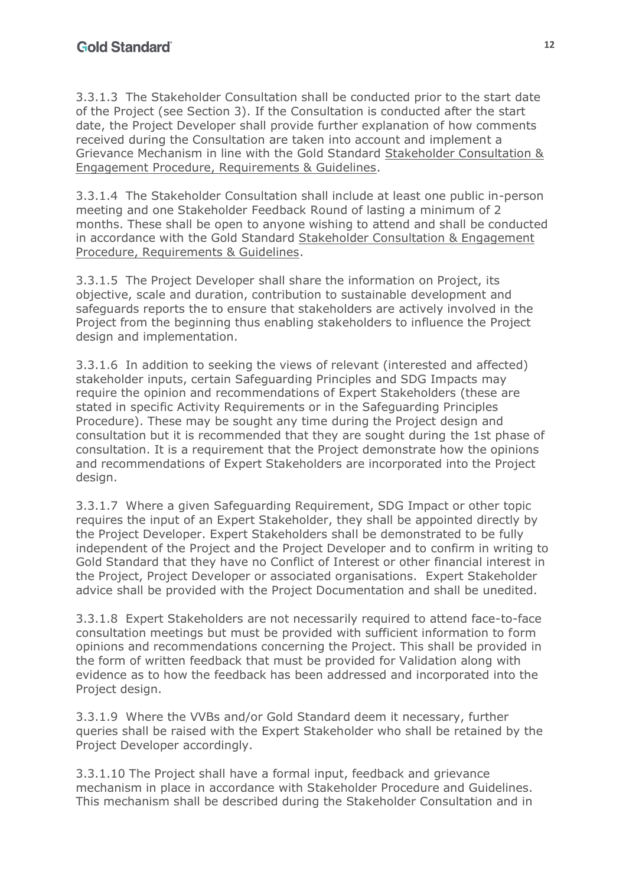3.3.1.3 The Stakeholder Consultation shall be conducted prior to the start date of the Project (see Section 3). If the Consultation is conducted after the start date, the Project Developer shall provide further explanation of how comments received during the Consultation are taken into account and implement a Grievance Mechanism in line with the Gold Standard Stakeholder Consultation & Engagement Procedure, Requirements & Guidelines.

3.3.1.4 The Stakeholder Consultation shall include at least one public in-person meeting and one Stakeholder Feedback Round of lasting a minimum of 2 months. These shall be open to anyone wishing to attend and shall be conducted in accordance with the Gold Standard Stakeholder Consultation & Engagement Procedure, Requirements & Guidelines.

3.3.1.5 The Project Developer shall share the information on Project, its objective, scale and duration, contribution to sustainable development and safeguards reports the to ensure that stakeholders are actively involved in the Project from the beginning thus enabling stakeholders to influence the Project design and implementation.

3.3.1.6 In addition to seeking the views of relevant (interested and affected) stakeholder inputs, certain Safeguarding Principles and SDG Impacts may require the opinion and recommendations of Expert Stakeholders (these are stated in specific Activity Requirements or in the Safeguarding Principles Procedure). These may be sought any time during the Project design and consultation but it is recommended that they are sought during the 1st phase of consultation. It is a requirement that the Project demonstrate how the opinions and recommendations of Expert Stakeholders are incorporated into the Project design.

3.3.1.7 Where a given Safeguarding Requirement, SDG Impact or other topic requires the input of an Expert Stakeholder, they shall be appointed directly by the Project Developer. Expert Stakeholders shall be demonstrated to be fully independent of the Project and the Project Developer and to confirm in writing to Gold Standard that they have no Conflict of Interest or other financial interest in the Project, Project Developer or associated organisations. Expert Stakeholder advice shall be provided with the Project Documentation and shall be unedited.

3.3.1.8 Expert Stakeholders are not necessarily required to attend face-to-face consultation meetings but must be provided with sufficient information to form opinions and recommendations concerning the Project. This shall be provided in the form of written feedback that must be provided for Validation along with evidence as to how the feedback has been addressed and incorporated into the Project design.

3.3.1.9 Where the VVBs and/or Gold Standard deem it necessary, further queries shall be raised with the Expert Stakeholder who shall be retained by the Project Developer accordingly.

3.3.1.10 The Project shall have a formal input, feedback and grievance mechanism in place in accordance with Stakeholder Procedure and Guidelines. This mechanism shall be described during the Stakeholder Consultation and in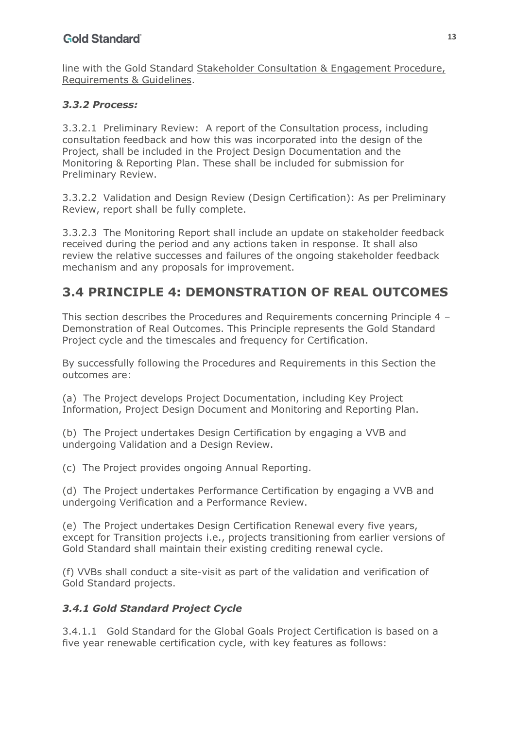line with the Gold Standard Stakeholder Consultation & Engagement Procedure, Requirements & Guidelines.

### *3.3.2 Process:*

3.3.2.1 Preliminary Review: A report of the Consultation process, including consultation feedback and how this was incorporated into the design of the Project, shall be included in the Project Design Documentation and the Monitoring & Reporting Plan. These shall be included for submission for Preliminary Review.

3.3.2.2 Validation and Design Review (Design Certification): As per Preliminary Review, report shall be fully complete.

3.3.2.3 The Monitoring Report shall include an update on stakeholder feedback received during the period and any actions taken in response. It shall also review the relative successes and failures of the ongoing stakeholder feedback mechanism and any proposals for improvement.

## 3.4 PRINCIPLE 4: DEMONSTRATION OF REAL OUTCOMES

This section describes the Procedures and Requirements concerning Principle 4 – Demonstration of Real Outcomes. This Principle represents the Gold Standard Project cycle and the timescales and frequency for Certification.

By successfully following the Procedures and Requirements in this Section the outcomes are:

(a) The Project develops Project Documentation, including Key Project Information, Project Design Document and Monitoring and Reporting Plan.

(b) The Project undertakes Design Certification by engaging a VVB and undergoing Validation and a Design Review.

(c) The Project provides ongoing Annual Reporting.

(d) The Project undertakes Performance Certification by engaging a VVB and undergoing Verification and a Performance Review.

(e) The Project undertakes Design Certification Renewal every five years, except for Transition projects i.e., projects transitioning from earlier versions of Gold Standard shall maintain their existing crediting renewal cycle.

(f) VVBs shall conduct a site-visit as part of the validation and verification of Gold Standard projects.

### *3.4.1 Gold Standard Project Cycle*

3.4.1.1 Gold Standard for the Global Goals Project Certification is based on a five year renewable certification cycle, with key features as follows: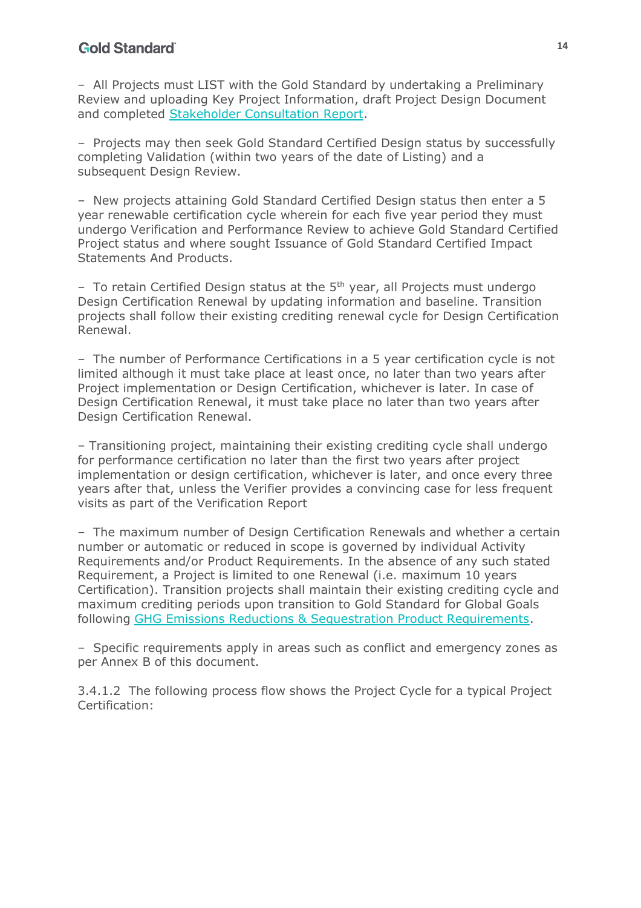– All Projects must LIST with the Gold Standard by undertaking a Preliminary Review and uploading Key Project Information, draft Project Design Document and completed Stakeholder Consultation Report.

– Projects may then seek Gold Standard Certified Design status by successfully completing Validation (within two years of the date of Listing) and a subsequent Design Review.

– New projects attaining Gold Standard Certified Design status then enter a 5 year renewable certification cycle wherein for each five year period they must undergo Verification and Performance Review to achieve Gold Standard Certified Project status and where sought Issuance of Gold Standard Certified Impact Statements And Products.

– To retain Certified Design status at the 5th year, all Projects must undergo Design Certification Renewal by updating information and baseline. Transition projects shall follow their existing crediting renewal cycle for Design Certification Renewal.

– The number of Performance Certifications in a 5 year certification cycle is not limited although it must take place at least once, no later than two years after Project implementation or Design Certification, whichever is later. In case of Design Certification Renewal, it must take place no later than two years after Design Certification Renewal.

– Transitioning project, maintaining their existing crediting cycle shall undergo for performance certification no later than the first two years after project implementation or design certification, whichever is later, and once every three years after that, unless the Verifier provides a convincing case for less frequent visits as part of the Verification Report

– The maximum number of Design Certification Renewals and whether a certain number or automatic or reduced in scope is governed by individual Activity Requirements and/or Product Requirements. In the absence of any such stated Requirement, a Project is limited to one Renewal (i.e. maximum 10 years Certification). Transition projects shall maintain their existing crediting cycle and maximum crediting periods upon transition to Gold Standard for Global Goals following GHG Emissions Reductions & Sequestration Product Requirements.

– Specific requirements apply in areas such as conflict and emergency zones as per Annex B of this document.

3.4.1.2 The following process flow shows the Project Cycle for a typical Project Certification: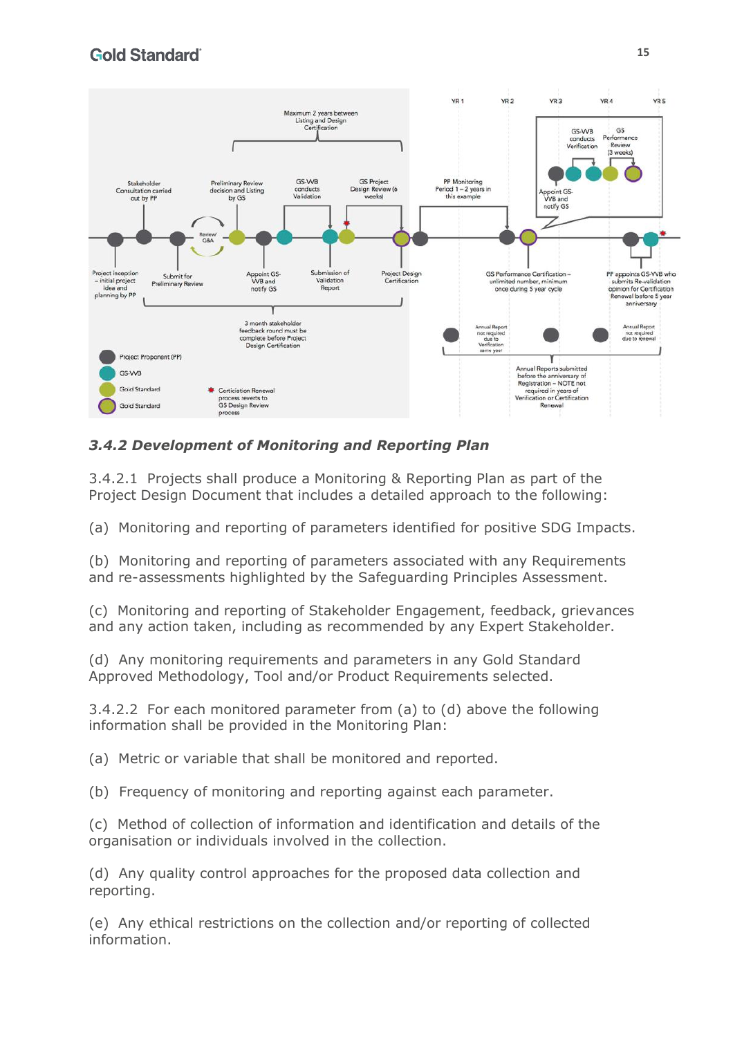### *3.4.2 Development of Monitoring and Reporting Plan*

3.4.2.1 Projects shall produce a Monitoring & Reporting Plan as part of the Project Design Document that includes a detailed approach to the following:

(a) Monitoring and reporting of parameters identified for positive SDG Impacts.

(b) Monitoring and reporting of parameters associated with any Requirements and re-assessments highlighted by the Safeguarding Principles Assessment.

(c) Monitoring and reporting of Stakeholder Engagement, feedback, grievances and any action taken, including as recommended by any Expert Stakeholder.

(d) Any monitoring requirements and parameters in any Gold Standard Approved Methodology, Tool and/or Product Requirements selected.

3.4.2.2 For each monitored parameter from (a) to (d) above the following information shall be provided in the Monitoring Plan:

(a) Metric or variable that shall be monitored and reported.

(b) Frequency of monitoring and reporting against each parameter.

(c) Method of collection of information and identification and details of the organisation or individuals involved in the collection.

(d) Any quality control approaches for the proposed data collection and reporting.

(e) Any ethical restrictions on the collection and/or reporting of collected information.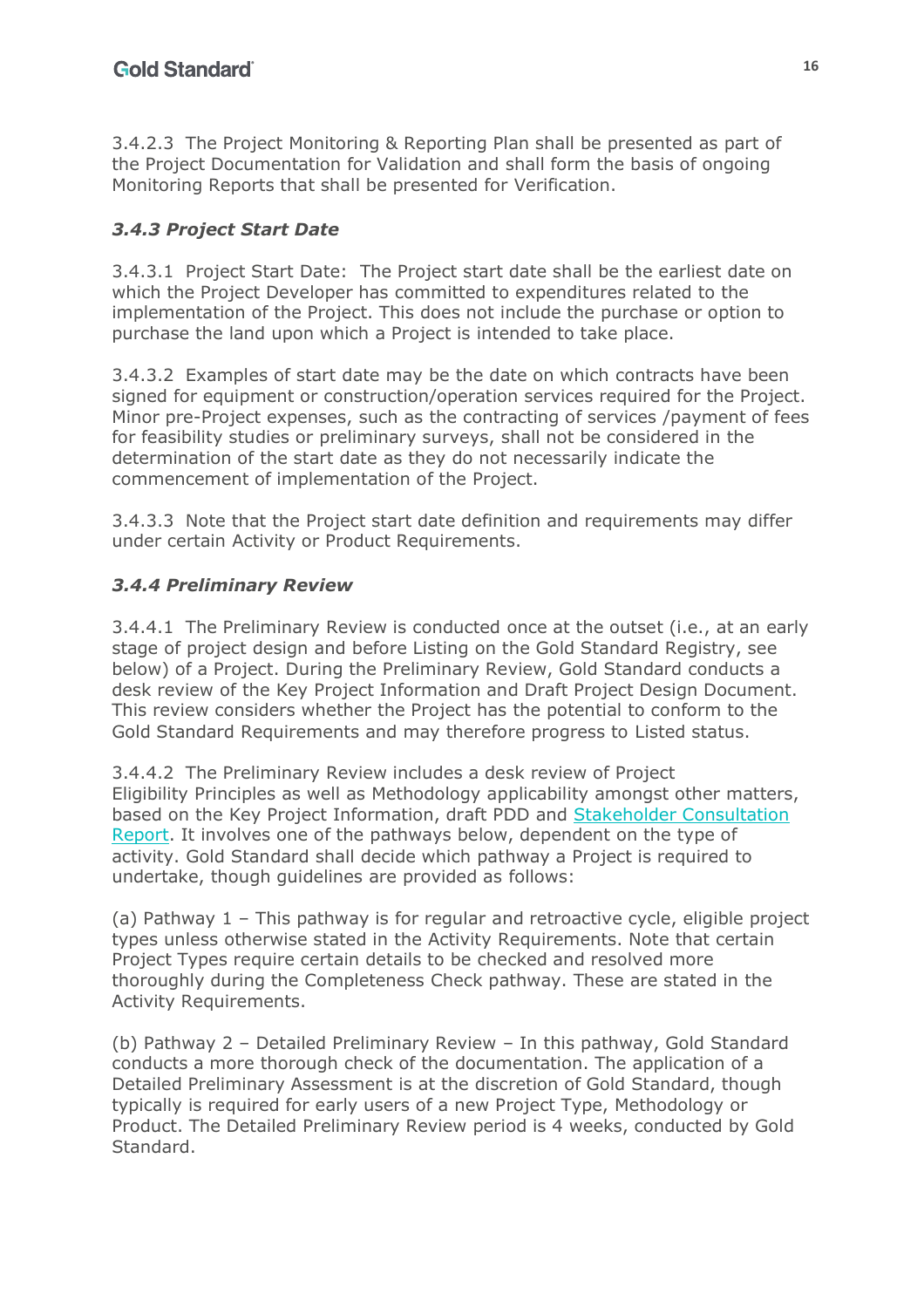3.4.2.3 The Project Monitoring & Reporting Plan shall be presented as part of the Project Documentation for Validation and shall form the basis of ongoing Monitoring Reports that shall be presented for Verification.

### *3.4.3 Project Start Date*

3.4.3.1 Project Start Date: The Project start date shall be the earliest date on which the Project Developer has committed to expenditures related to the implementation of the Project. This does not include the purchase or option to purchase the land upon which a Project is intended to take place.

3.4.3.2 Examples of start date may be the date on which contracts have been signed for equipment or construction/operation services required for the Project. Minor pre-Project expenses, such as the contracting of services /payment of fees for feasibility studies or preliminary surveys, shall not be considered in the determination of the start date as they do not necessarily indicate the commencement of implementation of the Project.

3.4.3.3 Note that the Project start date definition and requirements may differ under certain Activity or Product Requirements.

### *3.4.4 Preliminary Review*

3.4.4.1 The Preliminary Review is conducted once at the outset (i.e., at an early stage of project design and before Listing on the Gold Standard Registry, see below) of a Project. During the Preliminary Review, Gold Standard conducts a desk review of the Key Project Information and Draft Project Design Document. This review considers whether the Project has the potential to conform to the Gold Standard Requirements and may therefore progress to Listed status.

3.4.4.2 The Preliminary Review includes a desk review of Project Eligibility Principles as well as Methodology applicability amongst other matters, based on the Key Project Information, draft PDD and Stakeholder Consultation Report. It involves one of the pathways below, dependent on the type of activity. Gold Standard shall decide which pathway a Project is required to undertake, though guidelines are provided as follows:

(a) Pathway 1 – This pathway is for regular and retroactive cycle, eligible project types unless otherwise stated in the Activity Requirements. Note that certain Project Types require certain details to be checked and resolved more thoroughly during the Completeness Check pathway. These are stated in the Activity Requirements.

(b) Pathway 2 – Detailed Preliminary Review – In this pathway, Gold Standard conducts a more thorough check of the documentation. The application of a Detailed Preliminary Assessment is at the discretion of Gold Standard, though typically is required for early users of a new Project Type, Methodology or Product. The Detailed Preliminary Review period is 4 weeks, conducted by Gold Standard.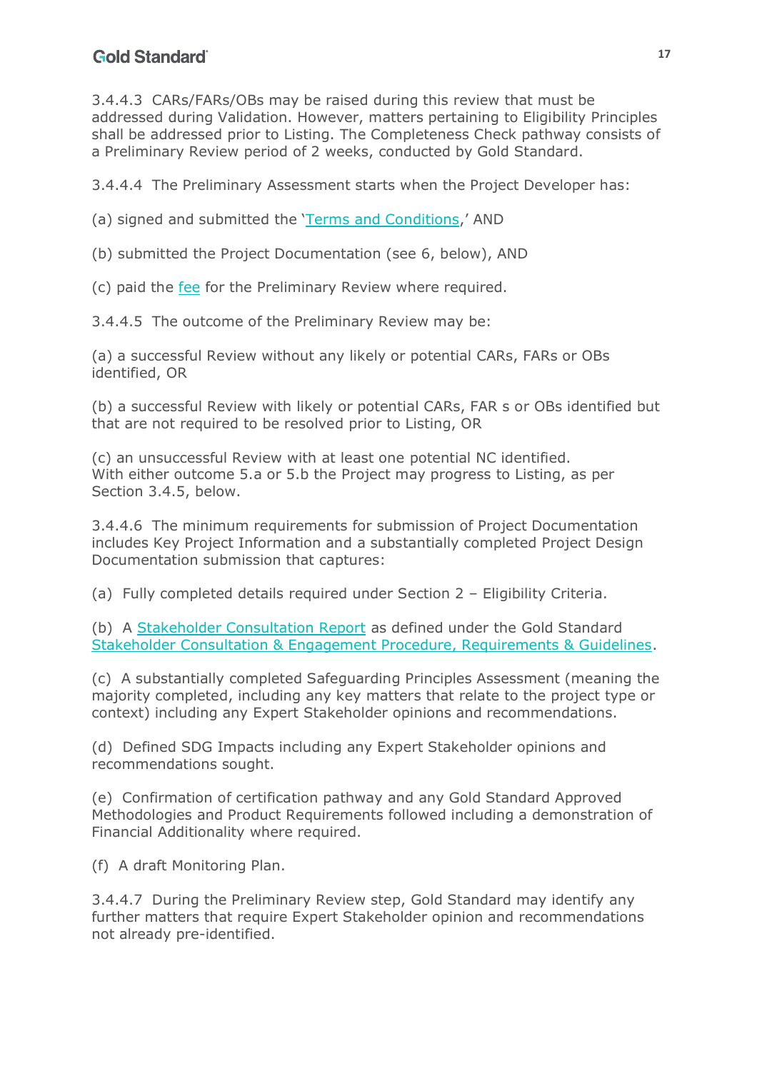3.4.4.3  CARs/FARs/OBs may be raised during this review that must be addressed during Validation. However, matters pertaining to Eligibility Principles shall be addressed prior to Listing. The Completeness Check pathway consists of a Preliminary Review period of 2 weeks, conducted by Gold Standard.

3.4.4.4  The Preliminary Assessment starts when the Project Developer has:

(a) signed and submitted the 'Terms and Conditions,' AND

(b) submitted the Project Documentation (see 6, below), AND

(c) paid the fee for the Preliminary Review where required.

3.4.4.5  The outcome of the Preliminary Review may be:

(a) a successful Review without any likely or potential CARs, FARs or OBs identified, OR

(b) a successful Review with likely or potential CARs, FAR s or OBs identified but that are not required to be resolved prior to Listing, OR

(c) an unsuccessful Review with at least one potential NC identified.
With either outcome 5.a or 5.b the Project may progress to Listing, as per Section 3.4.5, below.

3.4.4.6  The minimum requirements for submission of Project Documentation includes Key Project Information and a substantially completed Project Design Documentation submission that captures:

(a)  Fully completed details required under Section 2 – Eligibility Criteria.

(b)  A Stakeholder Consultation Report as defined under the Gold Standard Stakeholder Consultation & Engagement Procedure, Requirements & Guidelines.

(c)  A substantially completed Safeguarding Principles Assessment (meaning the majority completed, including any key matters that relate to the project type or context) including any Expert Stakeholder opinions and recommendations.

(d)  Defined SDG Impacts including any Expert Stakeholder opinions and recommendations sought.

(e)  Confirmation of certification pathway and any Gold Standard Approved Methodologies and Product Requirements followed including a demonstration of Financial Additionality where required.

(f)  A draft Monitoring Plan.

3.4.4.7  During the Preliminary Review step, Gold Standard may identify any further matters that require Expert Stakeholder opinion and recommendations not already pre-identified.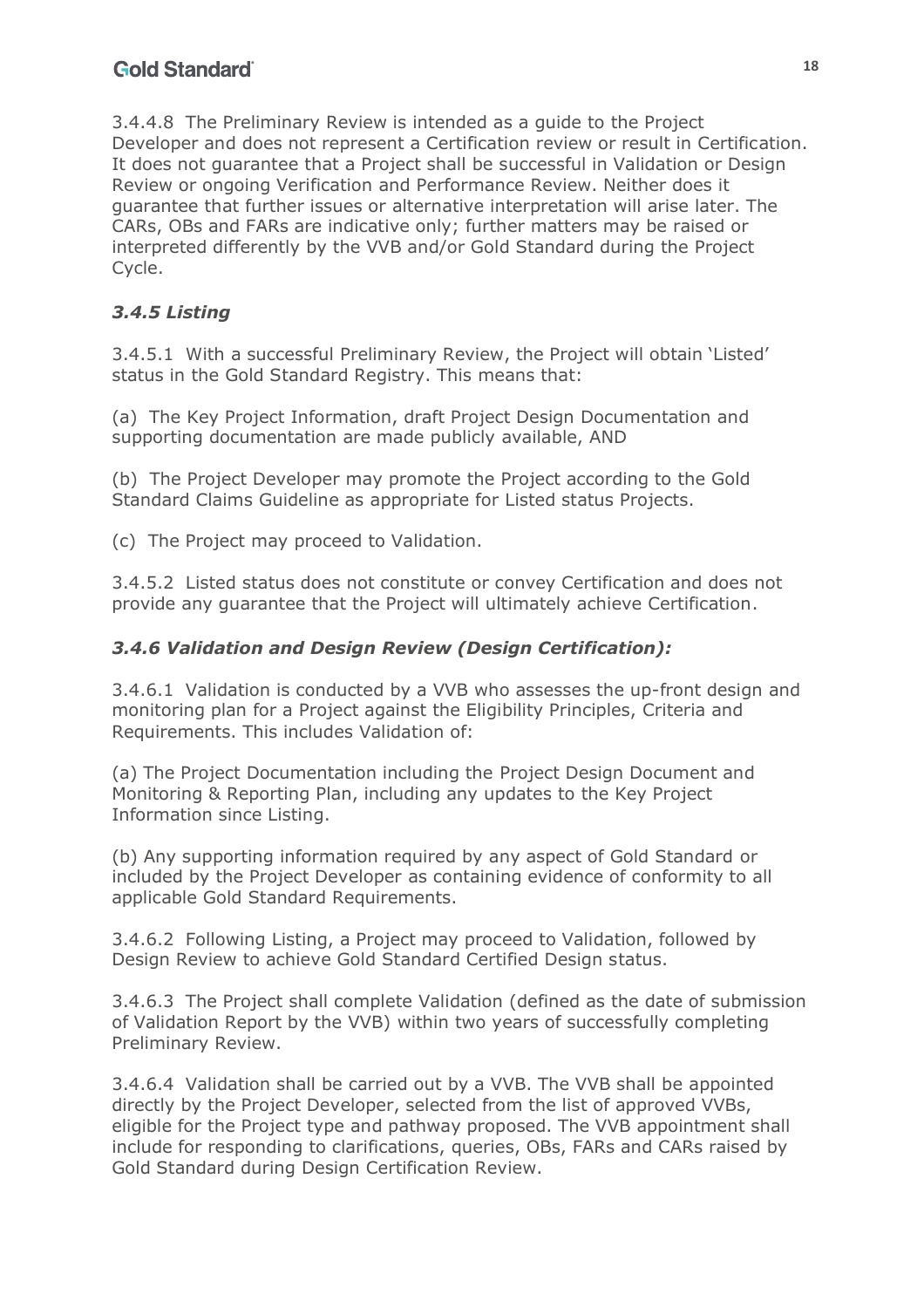3.4.4.8 The Preliminary Review is intended as a guide to the Project Developer and does not represent a Certification review or result in Certification. It does not guarantee that a Project shall be successful in Validation or Design Review or ongoing Verification and Performance Review. Neither does it guarantee that further issues or alternative interpretation will arise later. The CARs, OBs and FARs are indicative only; further matters may be raised or interpreted differently by the VVB and/or Gold Standard during the Project Cycle.

### *3.4.5 Listing*

3.4.5.1 With a successful Preliminary Review, the Project will obtain 'Listed' status in the Gold Standard Registry. This means that:

(a) The Key Project Information, draft Project Design Documentation and supporting documentation are made publicly available, AND

(b) The Project Developer may promote the Project according to the Gold Standard Claims Guideline as appropriate for Listed status Projects.

(c) The Project may proceed to Validation.

3.4.5.2 Listed status does not constitute or convey Certification and does not provide any guarantee that the Project will ultimately achieve Certification.

### *3.4.6 Validation and Design Review (Design Certification):*

3.4.6.1 Validation is conducted by a VVB who assesses the up-front design and monitoring plan for a Project against the Eligibility Principles, Criteria and Requirements. This includes Validation of:

(a) The Project Documentation including the Project Design Document and Monitoring & Reporting Plan, including any updates to the Key Project Information since Listing.

(b) Any supporting information required by any aspect of Gold Standard or included by the Project Developer as containing evidence of conformity to all applicable Gold Standard Requirements.

3.4.6.2 Following Listing, a Project may proceed to Validation, followed by Design Review to achieve Gold Standard Certified Design status.

3.4.6.3 The Project shall complete Validation (defined as the date of submission of Validation Report by the VVB) within two years of successfully completing Preliminary Review.

3.4.6.4 Validation shall be carried out by a VVB. The VVB shall be appointed directly by the Project Developer, selected from the list of approved VVBs, eligible for the Project type and pathway proposed. The VVB appointment shall include for responding to clarifications, queries, OBs, FARs and CARs raised by Gold Standard during Design Certification Review.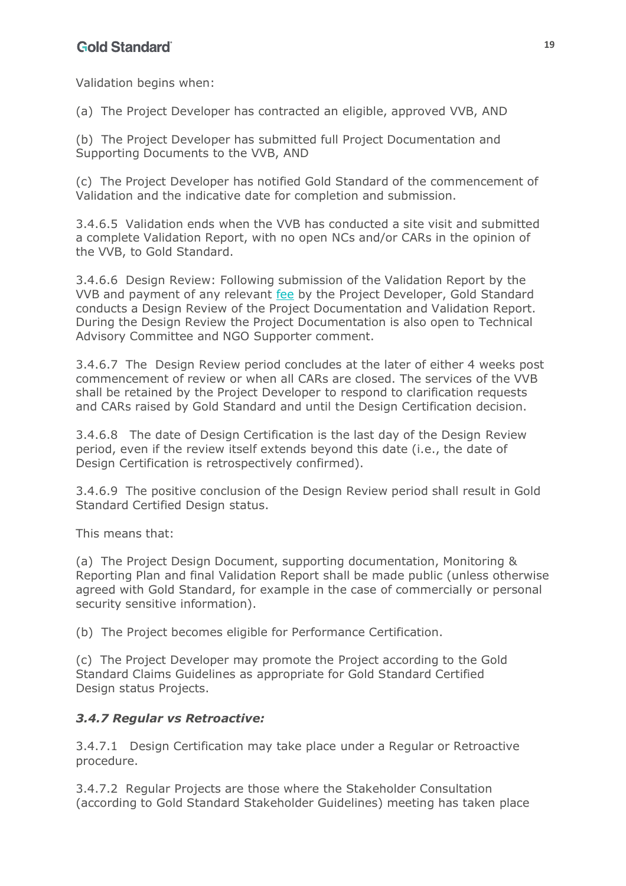Validation begins when:

(a) The Project Developer has contracted an eligible, approved VVB, AND

(b) The Project Developer has submitted full Project Documentation and Supporting Documents to the VVB, AND

(c) The Project Developer has notified Gold Standard of the commencement of Validation and the indicative date for completion and submission.

3.4.6.5 Validation ends when the VVB has conducted a site visit and submitted a complete Validation Report, with no open NCs and/or CARs in the opinion of the VVB, to Gold Standard.

3.4.6.6 Design Review: Following submission of the Validation Report by the VVB and payment of any relevant fee by the Project Developer, Gold Standard conducts a Design Review of the Project Documentation and Validation Report. During the Design Review the Project Documentation is also open to Technical Advisory Committee and NGO Supporter comment.

3.4.6.7 The Design Review period concludes at the later of either 4 weeks post commencement of review or when all CARs are closed. The services of the VVB shall be retained by the Project Developer to respond to clarification requests and CARs raised by Gold Standard and until the Design Certification decision.

3.4.6.8 The date of Design Certification is the last day of the Design Review period, even if the review itself extends beyond this date (i.e., the date of Design Certification is retrospectively confirmed).

3.4.6.9 The positive conclusion of the Design Review period shall result in Gold Standard Certified Design status.

This means that:

(a) The Project Design Document, supporting documentation, Monitoring & Reporting Plan and final Validation Report shall be made public (unless otherwise agreed with Gold Standard, for example in the case of commercially or personal security sensitive information).

(b) The Project becomes eligible for Performance Certification.

(c) The Project Developer may promote the Project according to the Gold Standard Claims Guidelines as appropriate for Gold Standard Certified Design status Projects.

### *3.4.7 Regular vs Retroactive:*

3.4.7.1 Design Certification may take place under a Regular or Retroactive procedure.

3.4.7.2 Regular Projects are those where the Stakeholder Consultation (according to Gold Standard Stakeholder Guidelines) meeting has taken place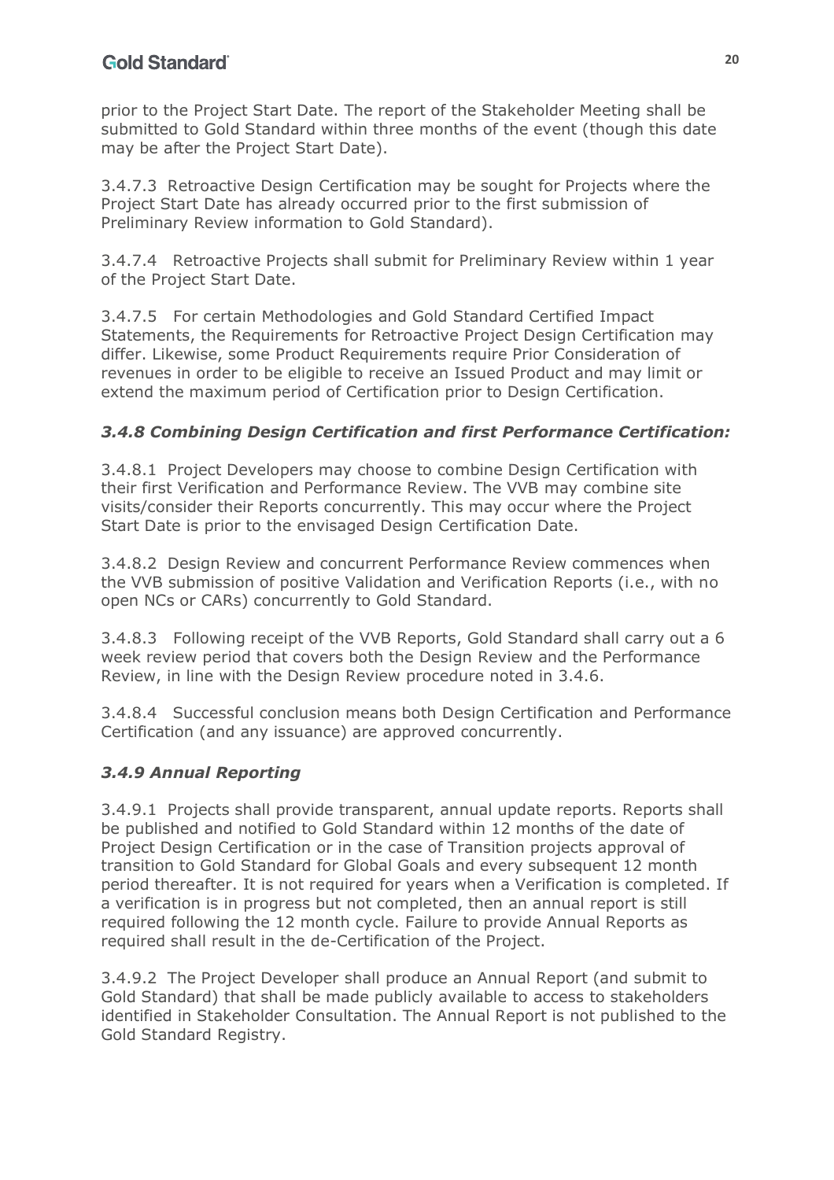prior to the Project Start Date. The report of the Stakeholder Meeting shall be submitted to Gold Standard within three months of the event (though this date may be after the Project Start Date).

3.4.7.3 Retroactive Design Certification may be sought for Projects where the Project Start Date has already occurred prior to the first submission of Preliminary Review information to Gold Standard).

3.4.7.4 Retroactive Projects shall submit for Preliminary Review within 1 year of the Project Start Date.

3.4.7.5 For certain Methodologies and Gold Standard Certified Impact Statements, the Requirements for Retroactive Project Design Certification may differ. Likewise, some Product Requirements require Prior Consideration of revenues in order to be eligible to receive an Issued Product and may limit or extend the maximum period of Certification prior to Design Certification.

### *3.4.8 Combining Design Certification and first Performance Certification:*

3.4.8.1 Project Developers may choose to combine Design Certification with their first Verification and Performance Review. The VVB may combine site visits/consider their Reports concurrently. This may occur where the Project Start Date is prior to the envisaged Design Certification Date.

3.4.8.2 Design Review and concurrent Performance Review commences when the VVB submission of positive Validation and Verification Reports (i.e., with no open NCs or CARs) concurrently to Gold Standard.

3.4.8.3 Following receipt of the VVB Reports, Gold Standard shall carry out a 6 week review period that covers both the Design Review and the Performance Review, in line with the Design Review procedure noted in 3.4.6.

3.4.8.4 Successful conclusion means both Design Certification and Performance Certification (and any issuance) are approved concurrently.

### *3.4.9 Annual Reporting*

3.4.9.1 Projects shall provide transparent, annual update reports. Reports shall be published and notified to Gold Standard within 12 months of the date of Project Design Certification or in the case of Transition projects approval of transition to Gold Standard for Global Goals and every subsequent 12 month period thereafter. It is not required for years when a Verification is completed. If a verification is in progress but not completed, then an annual report is still required following the 12 month cycle. Failure to provide Annual Reports as required shall result in the de-Certification of the Project.

3.4.9.2 The Project Developer shall produce an Annual Report (and submit to Gold Standard) that shall be made publicly available to access to stakeholders identified in Stakeholder Consultation. The Annual Report is not published to the Gold Standard Registry.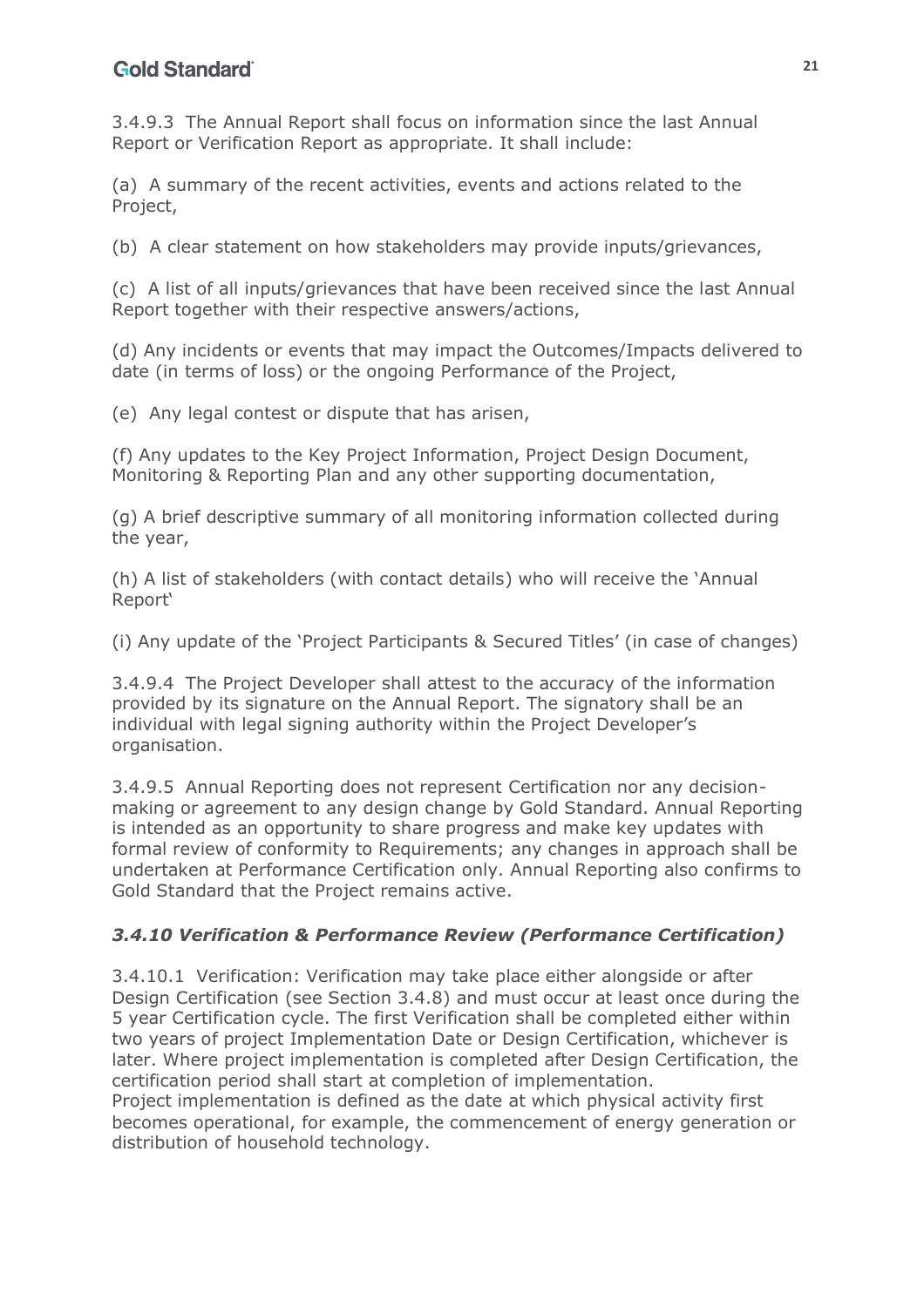3.4.9.3 The Annual Report shall focus on information since the last Annual Report or Verification Report as appropriate. It shall include:

(a) A summary of the recent activities, events and actions related to the Project,

(b) A clear statement on how stakeholders may provide inputs/grievances,

(c) A list of all inputs/grievances that have been received since the last Annual Report together with their respective answers/actions,

(d) Any incidents or events that may impact the Outcomes/Impacts delivered to date (in terms of loss) or the ongoing Performance of the Project,

(e) Any legal contest or dispute that has arisen,

(f) Any updates to the Key Project Information, Project Design Document, Monitoring & Reporting Plan and any other supporting documentation,

(g) A brief descriptive summary of all monitoring information collected during the year,

(h) A list of stakeholders (with contact details) who will receive the 'Annual Report'

(i) Any update of the 'Project Participants & Secured Titles' (in case of changes)

3.4.9.4 The Project Developer shall attest to the accuracy of the information provided by its signature on the Annual Report. The signatory shall be an individual with legal signing authority within the Project Developer's organisation.

3.4.9.5 Annual Reporting does not represent Certification nor any decision-making or agreement to any design change by Gold Standard. Annual Reporting is intended as an opportunity to share progress and make key updates with formal review of conformity to Requirements; any changes in approach shall be undertaken at Performance Certification only. Annual Reporting also confirms to Gold Standard that the Project remains active.

### *3.4.10 Verification & Performance Review (Performance Certification)*

3.4.10.1 Verification: Verification may take place either alongside or after Design Certification (see Section 3.4.8) and must occur at least once during the 5 year Certification cycle. The first Verification shall be completed either within two years of project Implementation Date or Design Certification, whichever is later. Where project implementation is completed after Design Certification, the certification period shall start at completion of implementation.
Project implementation is defined as the date at which physical activity first becomes operational, for example, the commencement of energy generation or distribution of household technology.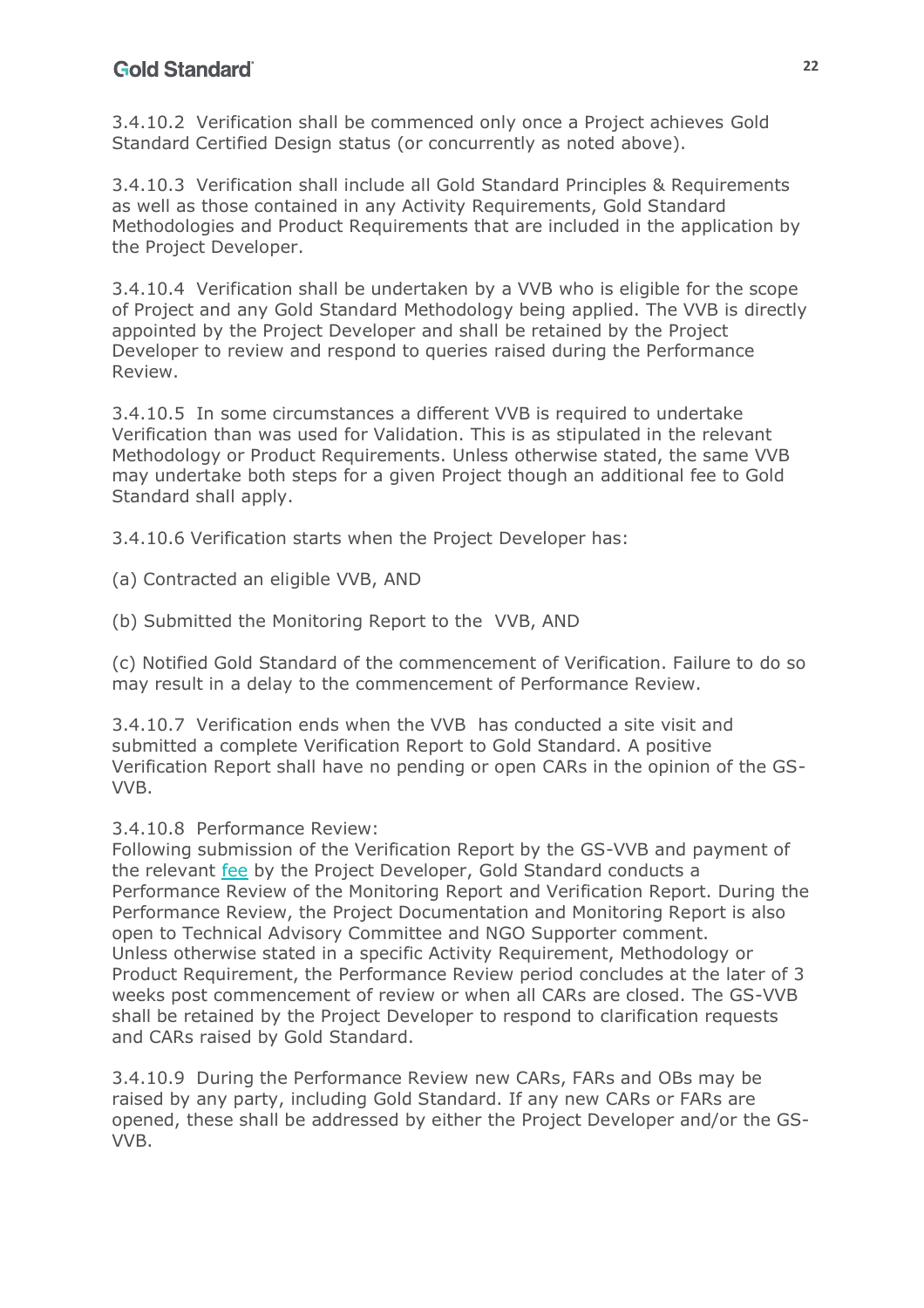3.4.10.2 Verification shall be commenced only once a Project achieves Gold Standard Certified Design status (or concurrently as noted above).

3.4.10.3 Verification shall include all Gold Standard Principles & Requirements as well as those contained in any Activity Requirements, Gold Standard Methodologies and Product Requirements that are included in the application by the Project Developer.

3.4.10.4 Verification shall be undertaken by a VVB who is eligible for the scope of Project and any Gold Standard Methodology being applied. The VVB is directly appointed by the Project Developer and shall be retained by the Project Developer to review and respond to queries raised during the Performance Review.

3.4.10.5 In some circumstances a different VVB is required to undertake Verification than was used for Validation. This is as stipulated in the relevant Methodology or Product Requirements. Unless otherwise stated, the same VVB may undertake both steps for a given Project though an additional fee to Gold Standard shall apply.

3.4.10.6 Verification starts when the Project Developer has:

(a) Contracted an eligible VVB, AND

(b) Submitted the Monitoring Report to the VVB, AND

(c) Notified Gold Standard of the commencement of Verification. Failure to do so may result in a delay to the commencement of Performance Review.

3.4.10.7 Verification ends when the VVB has conducted a site visit and submitted a complete Verification Report to Gold Standard. A positive Verification Report shall have no pending or open CARs in the opinion of the GS-VVB.

3.4.10.8 Performance Review:
Following submission of the Verification Report by the GS-VVB and payment of the relevant fee by the Project Developer, Gold Standard conducts a Performance Review of the Monitoring Report and Verification Report. During the Performance Review, the Project Documentation and Monitoring Report is also open to Technical Advisory Committee and NGO Supporter comment. Unless otherwise stated in a specific Activity Requirement, Methodology or Product Requirement, the Performance Review period concludes at the later of 3 weeks post commencement of review or when all CARs are closed. The GS-VVB shall be retained by the Project Developer to respond to clarification requests and CARs raised by Gold Standard.

3.4.10.9 During the Performance Review new CARs, FARs and OBs may be raised by any party, including Gold Standard. If any new CARs or FARs are opened, these shall be addressed by either the Project Developer and/or the GS-VVB.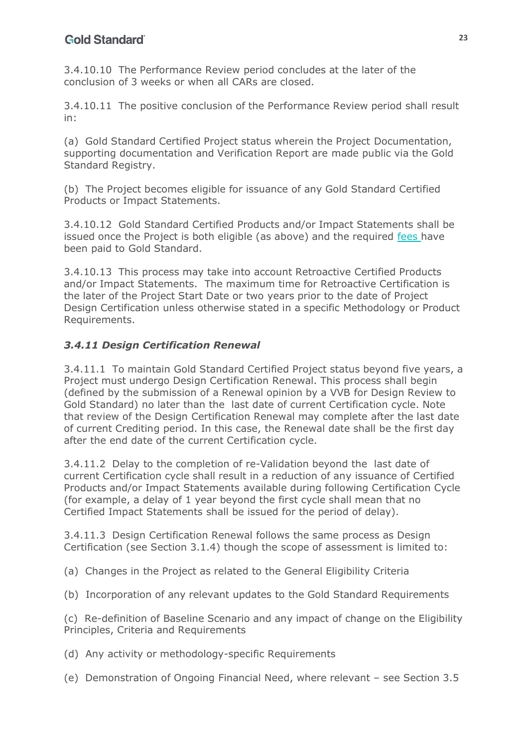3.4.10.10 The Performance Review period concludes at the later of the conclusion of 3 weeks or when all CARs are closed.

3.4.10.11 The positive conclusion of the Performance Review period shall result in:

(a) Gold Standard Certified Project status wherein the Project Documentation, supporting documentation and Verification Report are made public via the Gold Standard Registry.

(b) The Project becomes eligible for issuance of any Gold Standard Certified Products or Impact Statements.

3.4.10.12 Gold Standard Certified Products and/or Impact Statements shall be issued once the Project is both eligible (as above) and the required fees have been paid to Gold Standard.

3.4.10.13 This process may take into account Retroactive Certified Products and/or Impact Statements. The maximum time for Retroactive Certification is the later of the Project Start Date or two years prior to the date of Project Design Certification unless otherwise stated in a specific Methodology or Product Requirements.

### *3.4.11 Design Certification Renewal*

3.4.11.1 To maintain Gold Standard Certified Project status beyond five years, a Project must undergo Design Certification Renewal. This process shall begin (defined by the submission of a Renewal opinion by a VVB for Design Review to Gold Standard) no later than the last date of current Certification cycle. Note that review of the Design Certification Renewal may complete after the last date of current Crediting period. In this case, the Renewal date shall be the first day after the end date of the current Certification cycle.

3.4.11.2 Delay to the completion of re-Validation beyond the last date of current Certification cycle shall result in a reduction of any issuance of Certified Products and/or Impact Statements available during following Certification Cycle (for example, a delay of 1 year beyond the first cycle shall mean that no Certified Impact Statements shall be issued for the period of delay).

3.4.11.3 Design Certification Renewal follows the same process as Design Certification (see Section 3.1.4) though the scope of assessment is limited to:

(a) Changes in the Project as related to the General Eligibility Criteria

(b) Incorporation of any relevant updates to the Gold Standard Requirements

(c) Re-definition of Baseline Scenario and any impact of change on the Eligibility Principles, Criteria and Requirements

(d) Any activity or methodology-specific Requirements

(e) Demonstration of Ongoing Financial Need, where relevant – see Section 3.5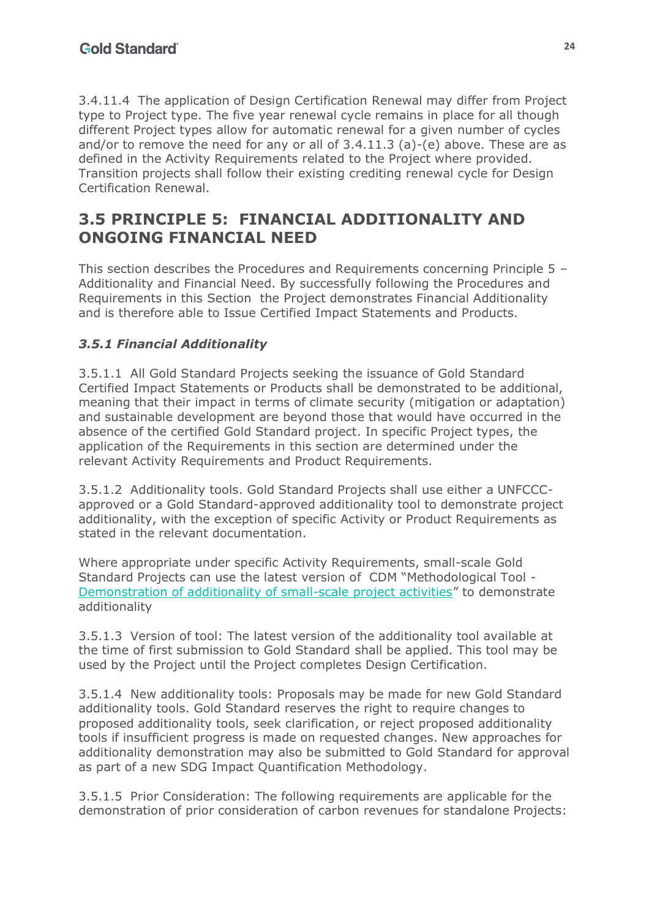3.4.11.4 The application of Design Certification Renewal may differ from Project type to Project type. The five year renewal cycle remains in place for all though different Project types allow for automatic renewal for a given number of cycles and/or to remove the need for any or all of 3.4.11.3 (a)-(e) above. These are as defined in the Activity Requirements related to the Project where provided. Transition projects shall follow their existing crediting renewal cycle for Design Certification Renewal.

## 3.5 PRINCIPLE 5: FINANCIAL ADDITIONALITY AND ONGOING FINANCIAL NEED

This section describes the Procedures and Requirements concerning Principle 5 – Additionality and Financial Need. By successfully following the Procedures and Requirements in this Section the Project demonstrates Financial Additionality and is therefore able to Issue Certified Impact Statements and Products.

### *3.5.1 Financial Additionality*

3.5.1.1 All Gold Standard Projects seeking the issuance of Gold Standard Certified Impact Statements or Products shall be demonstrated to be additional, meaning that their impact in terms of climate security (mitigation or adaptation) and sustainable development are beyond those that would have occurred in the absence of the certified Gold Standard project. In specific Project types, the application of the Requirements in this section are determined under the relevant Activity Requirements and Product Requirements.

3.5.1.2 Additionality tools. Gold Standard Projects shall use either a UNFCCC-approved or a Gold Standard-approved additionality tool to demonstrate project additionality, with the exception of specific Activity or Product Requirements as stated in the relevant documentation.

Where appropriate under specific Activity Requirements, small-scale Gold Standard Projects can use the latest version of CDM "Methodological Tool - Demonstration of additionality of small-scale project activities" to demonstrate additionality

3.5.1.3 Version of tool: The latest version of the additionality tool available at the time of first submission to Gold Standard shall be applied. This tool may be used by the Project until the Project completes Design Certification.

3.5.1.4 New additionality tools: Proposals may be made for new Gold Standard additionality tools. Gold Standard reserves the right to require changes to proposed additionality tools, seek clarification, or reject proposed additionality tools if insufficient progress is made on requested changes. New approaches for additionality demonstration may also be submitted to Gold Standard for approval as part of a new SDG Impact Quantification Methodology.

3.5.1.5 Prior Consideration: The following requirements are applicable for the demonstration of prior consideration of carbon revenues for standalone Projects: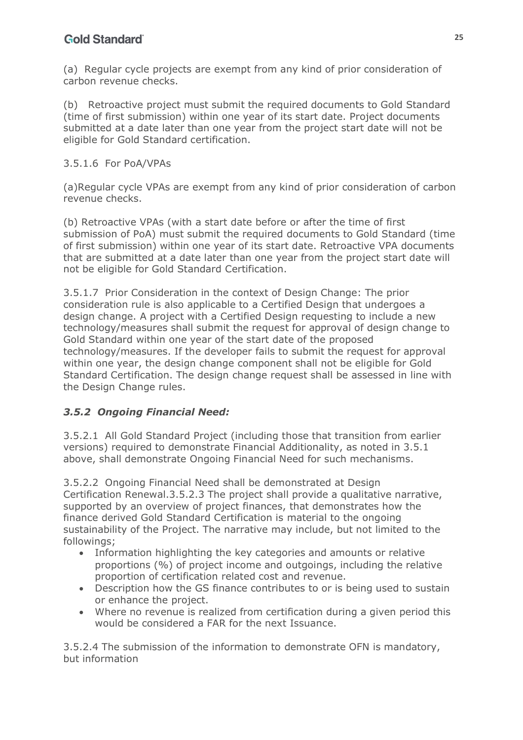(a) Regular cycle projects are exempt from any kind of prior consideration of carbon revenue checks.

(b) Retroactive project must submit the required documents to Gold Standard (time of first submission) within one year of its start date. Project documents submitted at a date later than one year from the project start date will not be eligible for Gold Standard certification.

3.5.1.6 For PoA/VPAs

(a)Regular cycle VPAs are exempt from any kind of prior consideration of carbon revenue checks.

(b) Retroactive VPAs (with a start date before or after the time of first submission of PoA) must submit the required documents to Gold Standard (time of first submission) within one year of its start date. Retroactive VPA documents that are submitted at a date later than one year from the project start date will not be eligible for Gold Standard Certification.

3.5.1.7 Prior Consideration in the context of Design Change: The prior consideration rule is also applicable to a Certified Design that undergoes a design change. A project with a Certified Design requesting to include a new technology/measures shall submit the request for approval of design change to Gold Standard within one year of the start date of the proposed technology/measures. If the developer fails to submit the request for approval within one year, the design change component shall not be eligible for Gold Standard Certification. The design change request shall be assessed in line with the Design Change rules.

### *3.5.2 Ongoing Financial Need:*

3.5.2.1 All Gold Standard Project (including those that transition from earlier versions) required to demonstrate Financial Additionality, as noted in 3.5.1 above, shall demonstrate Ongoing Financial Need for such mechanisms.

3.5.2.2 Ongoing Financial Need shall be demonstrated at Design Certification Renewal.3.5.2.3 The project shall provide a qualitative narrative, supported by an overview of project finances, that demonstrates how the finance derived Gold Standard Certification is material to the ongoing sustainability of the Project. The narrative may include, but not limited to the followings;

- Information highlighting the key categories and amounts or relative proportions (%) of project income and outgoings, including the relative proportion of certification related cost and revenue.
- Description how the GS finance contributes to or is being used to sustain or enhance the project.
- Where no revenue is realized from certification during a given period this would be considered a FAR for the next Issuance.

3.5.2.4 The submission of the information to demonstrate OFN is mandatory, but information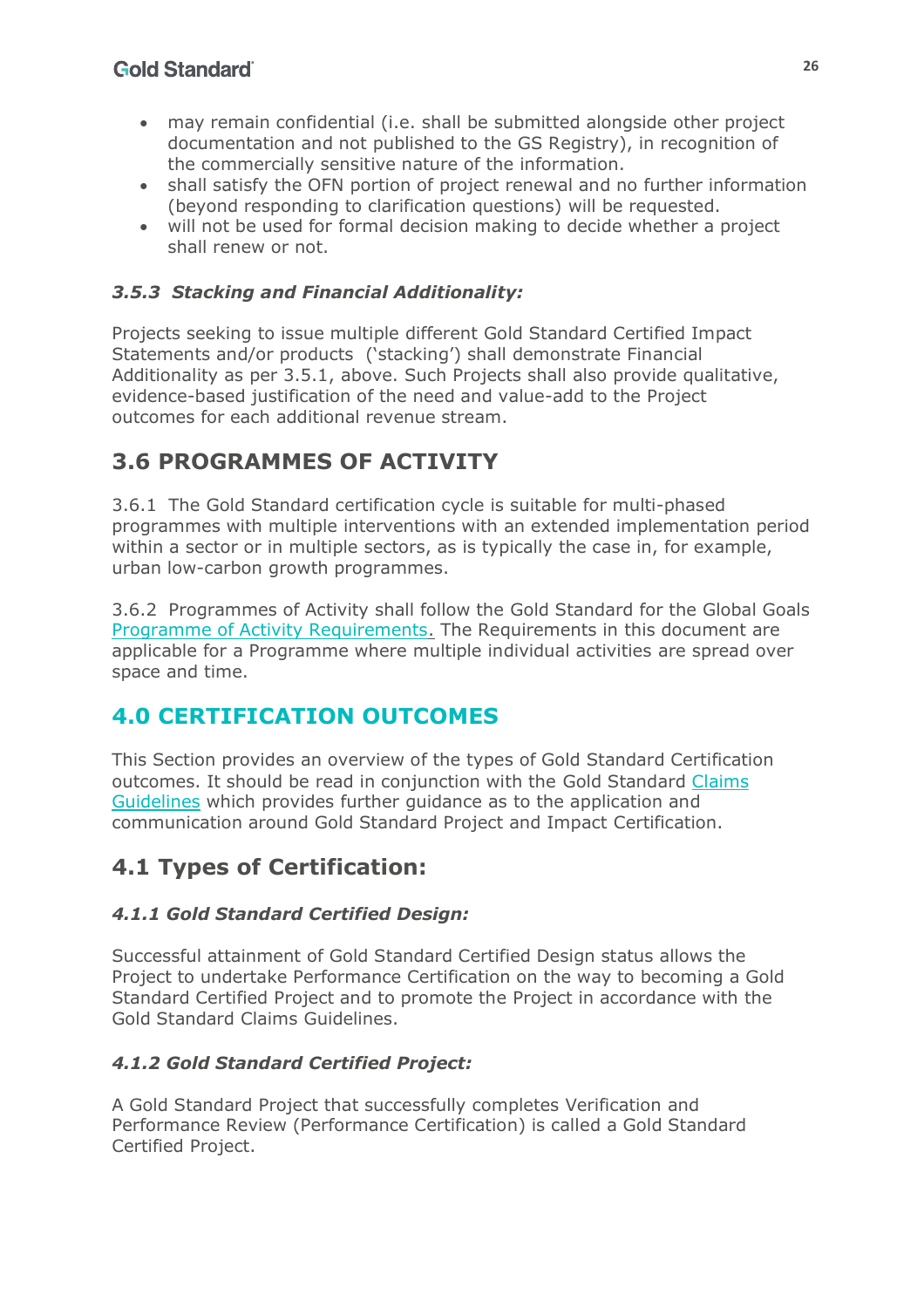- may remain confidential (i.e. shall be submitted alongside other project documentation and not published to the GS Registry), in recognition of the commercially sensitive nature of the information.
- shall satisfy the OFN portion of project renewal and no further information (beyond responding to clarification questions) will be requested.
- will not be used for formal decision making to decide whether a project shall renew or not.

### *3.5.3 Stacking and Financial Additionality:*

Projects seeking to issue multiple different Gold Standard Certified Impact Statements and/or products ('stacking') shall demonstrate Financial Additionality as per 3.5.1, above. Such Projects shall also provide qualitative, evidence-based justification of the need and value-add to the Project outcomes for each additional revenue stream.

## 3.6 PROGRAMMES OF ACTIVITY

3.6.1 The Gold Standard certification cycle is suitable for multi-phased programmes with multiple interventions with an extended implementation period within a sector or in multiple sectors, as is typically the case in, for example, urban low-carbon growth programmes.

3.6.2 Programmes of Activity shall follow the Gold Standard for the Global Goals Programme of Activity Requirements. The Requirements in this document are applicable for a Programme where multiple individual activities are spread over space and time.

# 4.0 CERTIFICATION OUTCOMES

This Section provides an overview of the types of Gold Standard Certification outcomes. It should be read in conjunction with the Gold Standard Claims Guidelines which provides further guidance as to the application and communication around Gold Standard Project and Impact Certification.

## 4.1 Types of Certification:

### *4.1.1 Gold Standard Certified Design:*

Successful attainment of Gold Standard Certified Design status allows the Project to undertake Performance Certification on the way to becoming a Gold Standard Certified Project and to promote the Project in accordance with the Gold Standard Claims Guidelines.

### *4.1.2 Gold Standard Certified Project:*

A Gold Standard Project that successfully completes Verification and Performance Review (Performance Certification) is called a Gold Standard Certified Project.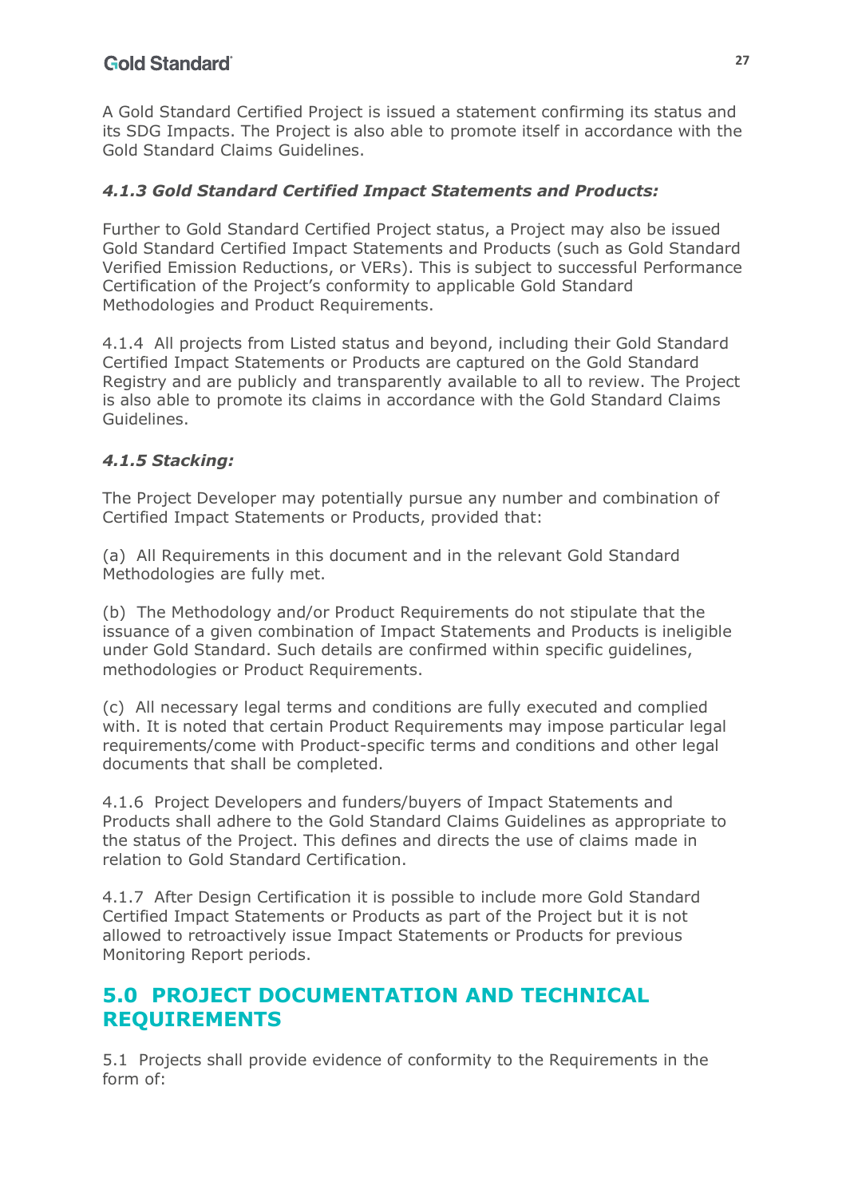A Gold Standard Certified Project is issued a statement confirming its status and its SDG Impacts. The Project is also able to promote itself in accordance with the Gold Standard Claims Guidelines.

### *4.1.3 Gold Standard Certified Impact Statements and Products:*

Further to Gold Standard Certified Project status, a Project may also be issued Gold Standard Certified Impact Statements and Products (such as Gold Standard Verified Emission Reductions, or VERs). This is subject to successful Performance Certification of the Project's conformity to applicable Gold Standard Methodologies and Product Requirements.

4.1.4 All projects from Listed status and beyond, including their Gold Standard Certified Impact Statements or Products are captured on the Gold Standard Registry and are publicly and transparently available to all to review. The Project is also able to promote its claims in accordance with the Gold Standard Claims Guidelines.

### *4.1.5 Stacking:*

The Project Developer may potentially pursue any number and combination of Certified Impact Statements or Products, provided that:

(a) All Requirements in this document and in the relevant Gold Standard Methodologies are fully met.

(b) The Methodology and/or Product Requirements do not stipulate that the issuance of a given combination of Impact Statements and Products is ineligible under Gold Standard. Such details are confirmed within specific guidelines, methodologies or Product Requirements.

(c) All necessary legal terms and conditions are fully executed and complied with. It is noted that certain Product Requirements may impose particular legal requirements/come with Product-specific terms and conditions and other legal documents that shall be completed.

4.1.6 Project Developers and funders/buyers of Impact Statements and Products shall adhere to the Gold Standard Claims Guidelines as appropriate to the status of the Project. This defines and directs the use of claims made in relation to Gold Standard Certification.

4.1.7 After Design Certification it is possible to include more Gold Standard Certified Impact Statements or Products as part of the Project but it is not allowed to retroactively issue Impact Statements or Products for previous Monitoring Report periods.

## 5.0 PROJECT DOCUMENTATION AND TECHNICAL REQUIREMENTS

5.1 Projects shall provide evidence of conformity to the Requirements in the form of: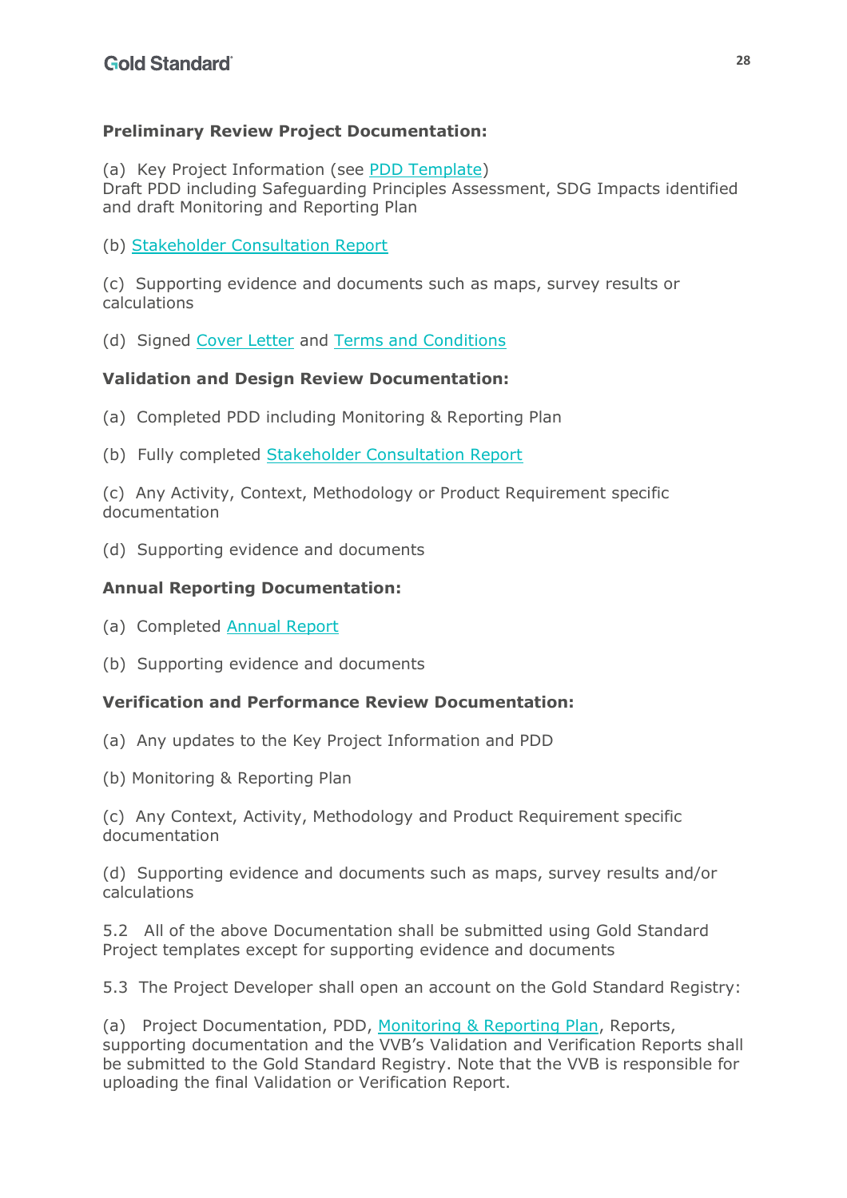**Preliminary Review Project Documentation:**

(a) Key Project Information (see PDD Template)
Draft PDD including Safeguarding Principles Assessment, SDG Impacts identified and draft Monitoring and Reporting Plan

(b) Stakeholder Consultation Report

(c) Supporting evidence and documents such as maps, survey results or calculations

(d) Signed Cover Letter and Terms and Conditions

**Validation and Design Review Documentation:**

(a) Completed PDD including Monitoring & Reporting Plan

(b) Fully completed Stakeholder Consultation Report

(c) Any Activity, Context, Methodology or Product Requirement specific documentation

(d) Supporting evidence and documents

**Annual Reporting Documentation:**

(a) Completed Annual Report

(b) Supporting evidence and documents

**Verification and Performance Review Documentation:**

(a) Any updates to the Key Project Information and PDD

(b) Monitoring & Reporting Plan

(c) Any Context, Activity, Methodology and Product Requirement specific documentation

(d) Supporting evidence and documents such as maps, survey results and/or calculations

5.2 All of the above Documentation shall be submitted using Gold Standard Project templates except for supporting evidence and documents

5.3 The Project Developer shall open an account on the Gold Standard Registry:

(a) Project Documentation, PDD, Monitoring & Reporting Plan, Reports, supporting documentation and the VVB's Validation and Verification Reports shall be submitted to the Gold Standard Registry. Note that the VVB is responsible for uploading the final Validation or Verification Report.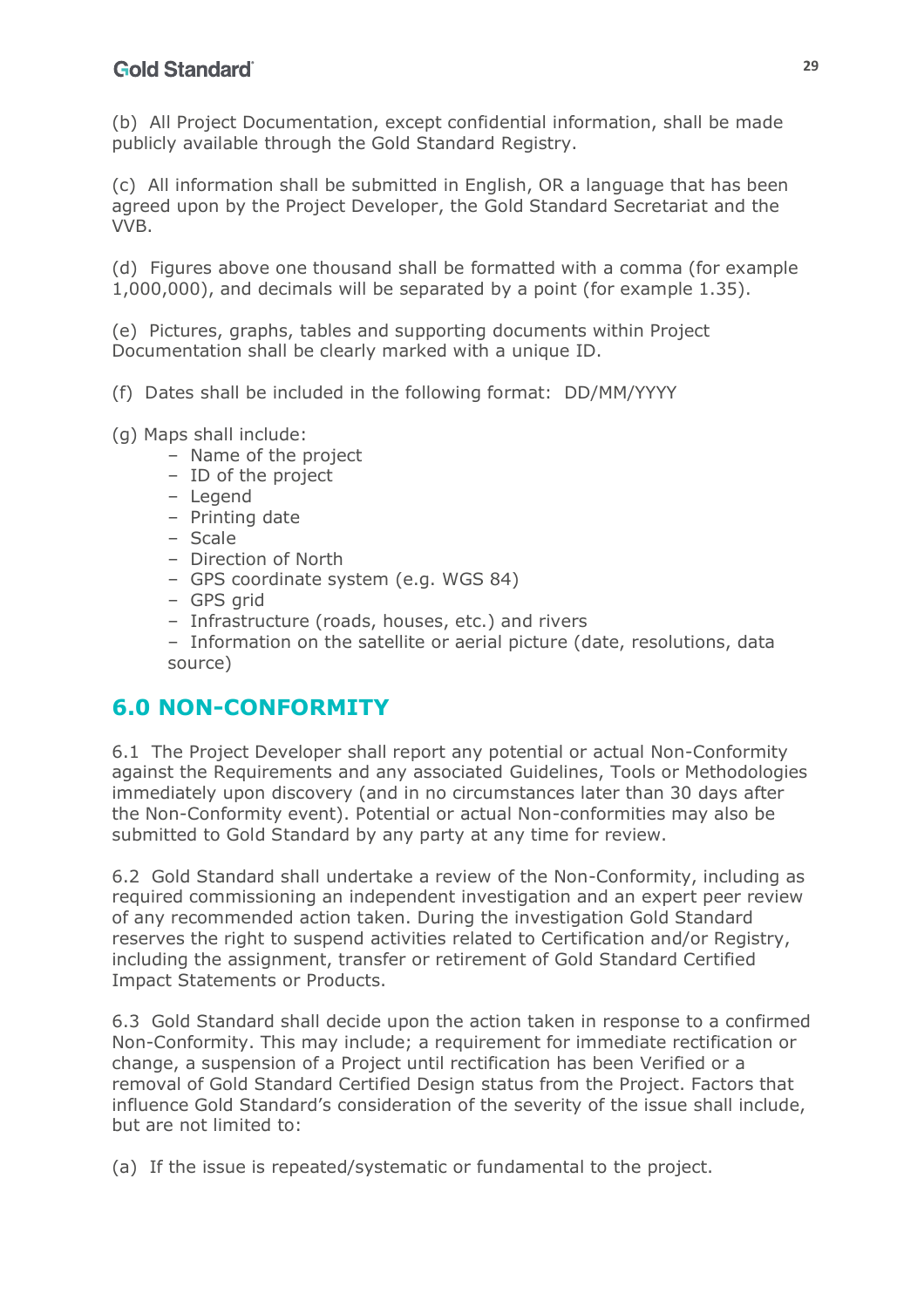(b) All Project Documentation, except confidential information, shall be made publicly available through the Gold Standard Registry.

(c) All information shall be submitted in English, OR a language that has been agreed upon by the Project Developer, the Gold Standard Secretariat and the VVB.

(d) Figures above one thousand shall be formatted with a comma (for example 1,000,000), and decimals will be separated by a point (for example 1.35).

(e) Pictures, graphs, tables and supporting documents within Project Documentation shall be clearly marked with a unique ID.

(f) Dates shall be included in the following format: DD/MM/YYYY

(g) Maps shall include:

- Name of the project
- ID of the project
- Legend
- Printing date
- Scale
- Direction of North
- GPS coordinate system (e.g. WGS 84)
- GPS grid
- Infrastructure (roads, houses, etc.) and rivers
- Information on the satellite or aerial picture (date, resolutions, data source)

## 6.0 NON-CONFORMITY

6.1 The Project Developer shall report any potential or actual Non-Conformity against the Requirements and any associated Guidelines, Tools or Methodologies immediately upon discovery (and in no circumstances later than 30 days after the Non-Conformity event). Potential or actual Non-conformities may also be submitted to Gold Standard by any party at any time for review.

6.2 Gold Standard shall undertake a review of the Non-Conformity, including as required commissioning an independent investigation and an expert peer review of any recommended action taken. During the investigation Gold Standard reserves the right to suspend activities related to Certification and/or Registry, including the assignment, transfer or retirement of Gold Standard Certified Impact Statements or Products.

6.3 Gold Standard shall decide upon the action taken in response to a confirmed Non-Conformity. This may include; a requirement for immediate rectification or change, a suspension of a Project until rectification has been Verified or a removal of Gold Standard Certified Design status from the Project. Factors that influence Gold Standard's consideration of the severity of the issue shall include, but are not limited to:

(a) If the issue is repeated/systematic or fundamental to the project.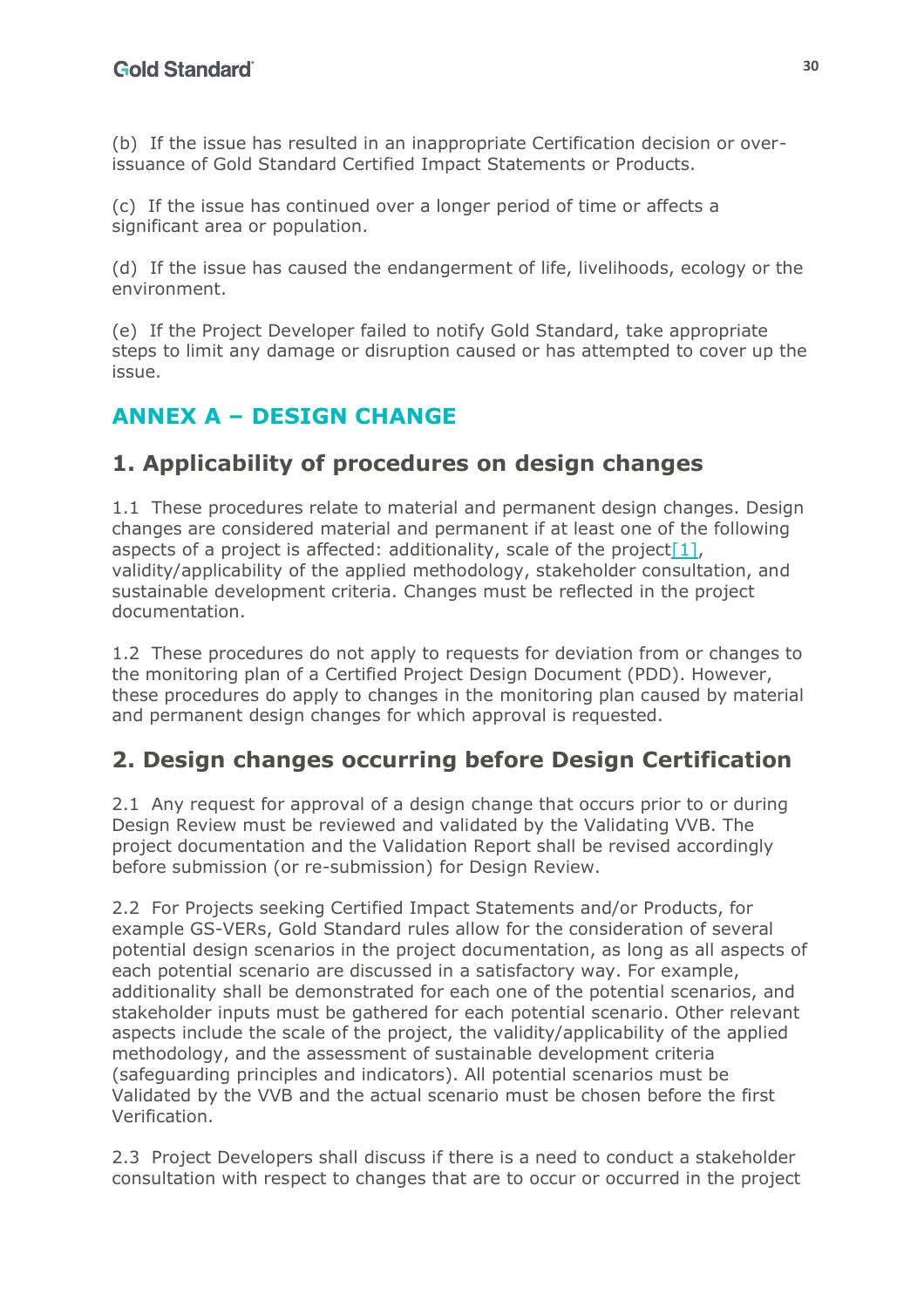(b) If the issue has resulted in an inappropriate Certification decision or over-issuance of Gold Standard Certified Impact Statements or Products.

(c) If the issue has continued over a longer period of time or affects a significant area or population.

(d) If the issue has caused the endangerment of life, livelihoods, ecology or the environment.

(e) If the Project Developer failed to notify Gold Standard, take appropriate steps to limit any damage or disruption caused or has attempted to cover up the issue.

# ANNEX A – DESIGN CHANGE

## 1. Applicability of procedures on design changes

1.1 These procedures relate to material and permanent design changes. Design changes are considered material and permanent if at least one of the following aspects of a project is affected: additionality, scale of the project[1], validity/applicability of the applied methodology, stakeholder consultation, and sustainable development criteria. Changes must be reflected in the project documentation.

1.2 These procedures do not apply to requests for deviation from or changes to the monitoring plan of a Certified Project Design Document (PDD). However, these procedures do apply to changes in the monitoring plan caused by material and permanent design changes for which approval is requested.

## 2. Design changes occurring before Design Certification

2.1 Any request for approval of a design change that occurs prior to or during Design Review must be reviewed and validated by the Validating VVB. The project documentation and the Validation Report shall be revised accordingly before submission (or re-submission) for Design Review.

2.2 For Projects seeking Certified Impact Statements and/or Products, for example GS-VERs, Gold Standard rules allow for the consideration of several potential design scenarios in the project documentation, as long as all aspects of each potential scenario are discussed in a satisfactory way. For example, additionality shall be demonstrated for each one of the potential scenarios, and stakeholder inputs must be gathered for each potential scenario. Other relevant aspects include the scale of the project, the validity/applicability of the applied methodology, and the assessment of sustainable development criteria (safeguarding principles and indicators). All potential scenarios must be Validated by the VVB and the actual scenario must be chosen before the first Verification.

2.3 Project Developers shall discuss if there is a need to conduct a stakeholder consultation with respect to changes that are to occur or occurred in the project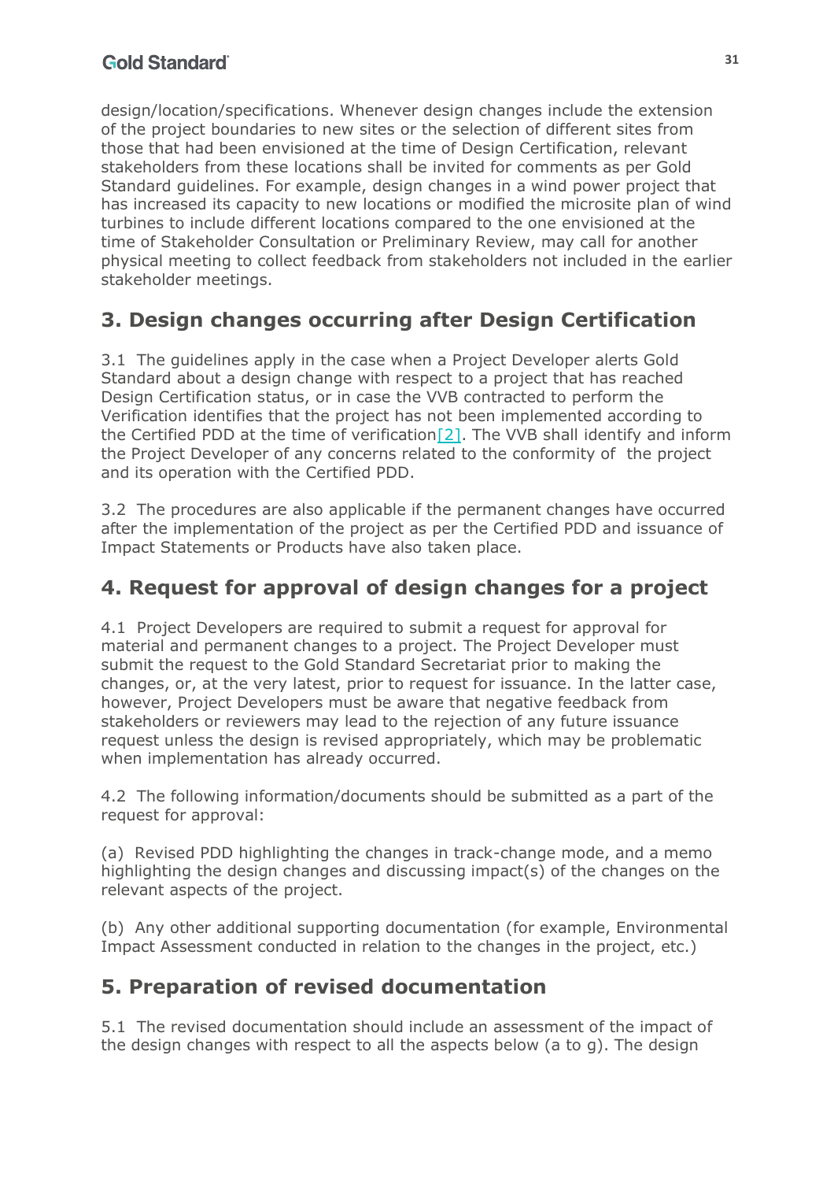design/location/specifications. Whenever design changes include the extension of the project boundaries to new sites or the selection of different sites from those that had been envisioned at the time of Design Certification, relevant stakeholders from these locations shall be invited for comments as per Gold Standard guidelines. For example, design changes in a wind power project that has increased its capacity to new locations or modified the microsite plan of wind turbines to include different locations compared to the one envisioned at the time of Stakeholder Consultation or Preliminary Review, may call for another physical meeting to collect feedback from stakeholders not included in the earlier stakeholder meetings.

## 3. Design changes occurring after Design Certification

3.1 The guidelines apply in the case when a Project Developer alerts Gold Standard about a design change with respect to a project that has reached Design Certification status, or in case the VVB contracted to perform the Verification identifies that the project has not been implemented according to the Certified PDD at the time of verification[2]. The VVB shall identify and inform the Project Developer of any concerns related to the conformity of the project and its operation with the Certified PDD.

3.2 The procedures are also applicable if the permanent changes have occurred after the implementation of the project as per the Certified PDD and issuance of Impact Statements or Products have also taken place.

## 4. Request for approval of design changes for a project

4.1 Project Developers are required to submit a request for approval for material and permanent changes to a project. The Project Developer must submit the request to the Gold Standard Secretariat prior to making the changes, or, at the very latest, prior to request for issuance. In the latter case, however, Project Developers must be aware that negative feedback from stakeholders or reviewers may lead to the rejection of any future issuance request unless the design is revised appropriately, which may be problematic when implementation has already occurred.

4.2 The following information/documents should be submitted as a part of the request for approval:

(a) Revised PDD highlighting the changes in track-change mode, and a memo highlighting the design changes and discussing impact(s) of the changes on the relevant aspects of the project.

(b) Any other additional supporting documentation (for example, Environmental Impact Assessment conducted in relation to the changes in the project, etc.)

## 5. Preparation of revised documentation

5.1 The revised documentation should include an assessment of the impact of the design changes with respect to all the aspects below (a to g). The design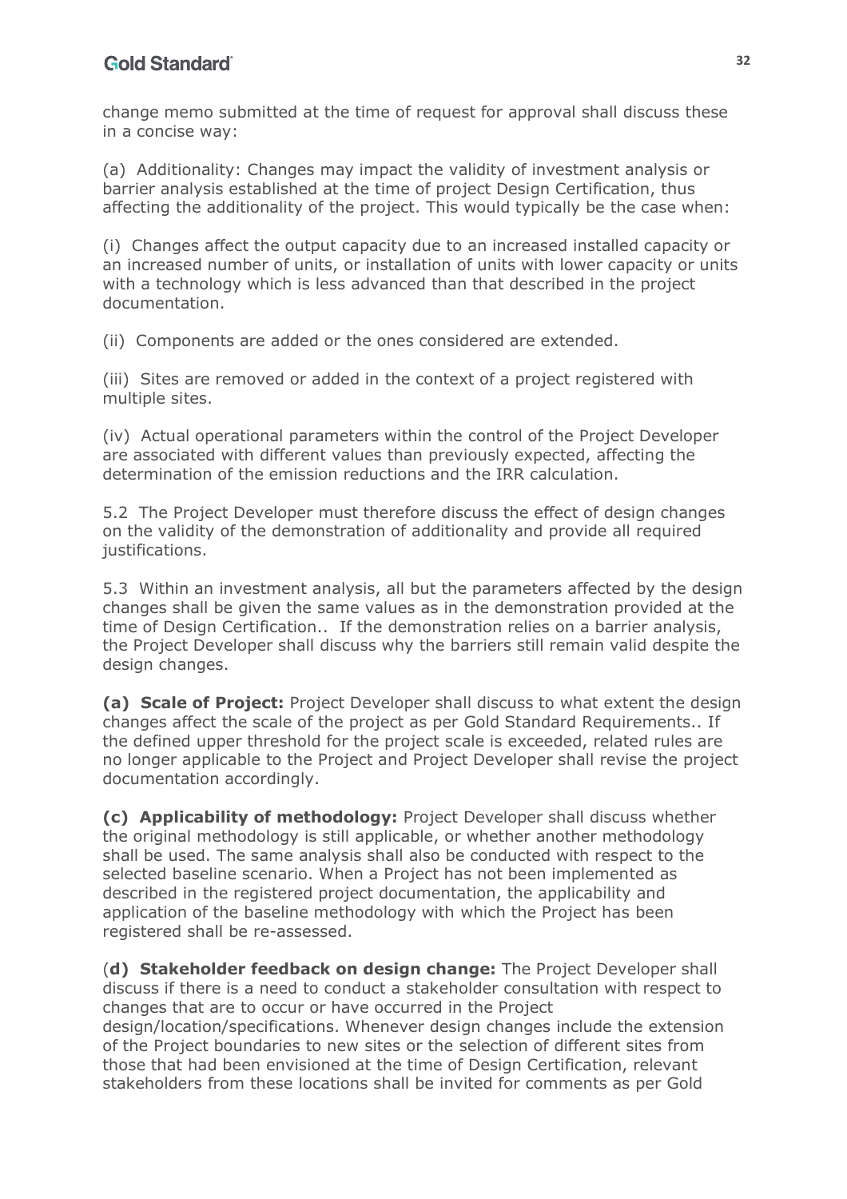change memo submitted at the time of request for approval shall discuss these in a concise way:

(a) Additionality: Changes may impact the validity of investment analysis or barrier analysis established at the time of project Design Certification, thus affecting the additionality of the project. This would typically be the case when:

(i) Changes affect the output capacity due to an increased installed capacity or an increased number of units, or installation of units with lower capacity or units with a technology which is less advanced than that described in the project documentation.

(ii) Components are added or the ones considered are extended.

(iii) Sites are removed or added in the context of a project registered with multiple sites.

(iv) Actual operational parameters within the control of the Project Developer are associated with different values than previously expected, affecting the determination of the emission reductions and the IRR calculation.

5.2 The Project Developer must therefore discuss the effect of design changes on the validity of the demonstration of additionality and provide all required justifications.

5.3 Within an investment analysis, all but the parameters affected by the design changes shall be given the same values as in the demonstration provided at the time of Design Certification.. If the demonstration relies on a barrier analysis, the Project Developer shall discuss why the barriers still remain valid despite the design changes.

**(a) Scale of Project:** Project Developer shall discuss to what extent the design changes affect the scale of the project as per Gold Standard Requirements.. If the defined upper threshold for the project scale is exceeded, related rules are no longer applicable to the Project and Project Developer shall revise the project documentation accordingly.

**(c) Applicability of methodology:** Project Developer shall discuss whether the original methodology is still applicable, or whether another methodology shall be used. The same analysis shall also be conducted with respect to the selected baseline scenario. When a Project has not been implemented as described in the registered project documentation, the applicability and application of the baseline methodology with which the Project has been registered shall be re-assessed.

(**d) Stakeholder feedback on design change:** The Project Developer shall discuss if there is a need to conduct a stakeholder consultation with respect to changes that are to occur or have occurred in the Project design/location/specifications. Whenever design changes include the extension of the Project boundaries to new sites or the selection of different sites from those that had been envisioned at the time of Design Certification, relevant stakeholders from these locations shall be invited for comments as per Gold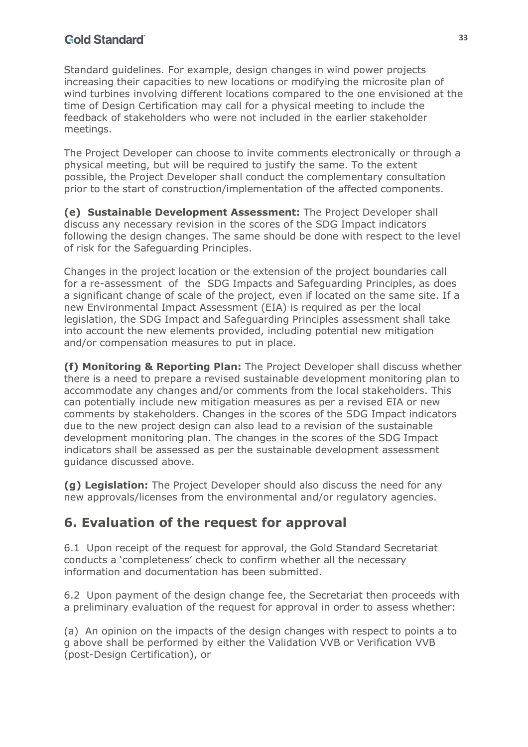Standard guidelines. For example, design changes in wind power projects increasing their capacities to new locations or modifying the microsite plan of wind turbines involving different locations compared to the one envisioned at the time of Design Certification may call for a physical meeting to include the feedback of stakeholders who were not included in the earlier stakeholder meetings.

The Project Developer can choose to invite comments electronically or through a physical meeting, but will be required to justify the same. To the extent possible, the Project Developer shall conduct the complementary consultation prior to the start of construction/implementation of the affected components.

**(e) Sustainable Development Assessment:** The Project Developer shall discuss any necessary revision in the scores of the SDG Impact indicators following the design changes. The same should be done with respect to the level of risk for the Safeguarding Principles.

Changes in the project location or the extension of the project boundaries call for a re-assessment of the SDG Impacts and Safeguarding Principles, as does a significant change of scale of the project, even if located on the same site. If a new Environmental Impact Assessment (EIA) is required as per the local legislation, the SDG Impact and Safeguarding Principles assessment shall take into account the new elements provided, including potential new mitigation and/or compensation measures to put in place.

**(f) Monitoring & Reporting Plan:** The Project Developer shall discuss whether there is a need to prepare a revised sustainable development monitoring plan to accommodate any changes and/or comments from the local stakeholders. This can potentially include new mitigation measures as per a revised EIA or new comments by stakeholders. Changes in the scores of the SDG Impact indicators due to the new project design can also lead to a revision of the sustainable development monitoring plan. The changes in the scores of the SDG Impact indicators shall be assessed as per the sustainable development assessment guidance discussed above.

**(g) Legislation:** The Project Developer should also discuss the need for any new approvals/licenses from the environmental and/or regulatory agencies.

## 6. Evaluation of the request for approval

6.1 Upon receipt of the request for approval, the Gold Standard Secretariat conducts a 'completeness' check to confirm whether all the necessary information and documentation has been submitted.

6.2 Upon payment of the design change fee, the Secretariat then proceeds with a preliminary evaluation of the request for approval in order to assess whether:

(a) An opinion on the impacts of the design changes with respect to points a to g above shall be performed by either the Validation VVB or Verification VVB (post-Design Certification), or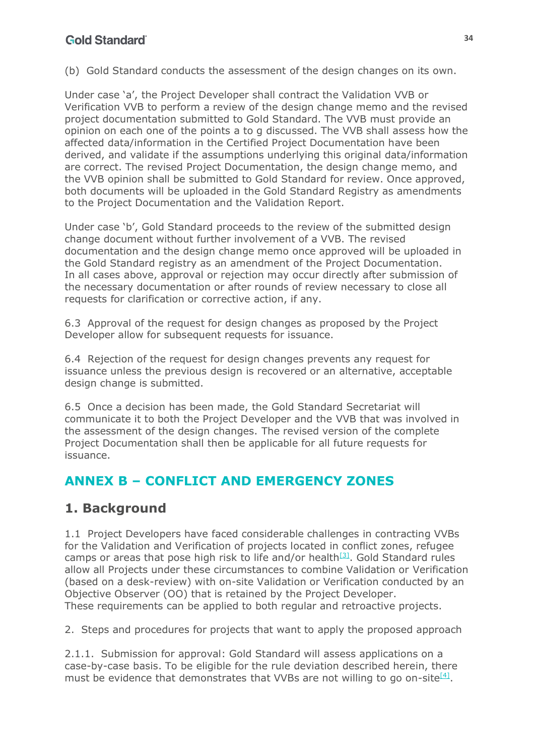(b) Gold Standard conducts the assessment of the design changes on its own.

Under case 'a', the Project Developer shall contract the Validation VVB or Verification VVB to perform a review of the design change memo and the revised project documentation submitted to Gold Standard. The VVB must provide an opinion on each one of the points a to g discussed. The VVB shall assess how the affected data/information in the Certified Project Documentation have been derived, and validate if the assumptions underlying this original data/information are correct. The revised Project Documentation, the design change memo, and the VVB opinion shall be submitted to Gold Standard for review. Once approved, both documents will be uploaded in the Gold Standard Registry as amendments to the Project Documentation and the Validation Report.

Under case 'b', Gold Standard proceeds to the review of the submitted design change document without further involvement of a VVB. The revised documentation and the design change memo once approved will be uploaded in the Gold Standard registry as an amendment of the Project Documentation. In all cases above, approval or rejection may occur directly after submission of the necessary documentation or after rounds of review necessary to close all requests for clarification or corrective action, if any.

6.3 Approval of the request for design changes as proposed by the Project Developer allow for subsequent requests for issuance.

6.4 Rejection of the request for design changes prevents any request for issuance unless the previous design is recovered or an alternative, acceptable design change is submitted.

6.5 Once a decision has been made, the Gold Standard Secretariat will communicate it to both the Project Developer and the VVB that was involved in the assessment of the design changes. The revised version of the complete Project Documentation shall then be applicable for all future requests for issuance.

## ANNEX B – CONFLICT AND EMERGENCY ZONES

### 1. Background

1.1 Project Developers have faced considerable challenges in contracting VVBs for the Validation and Verification of projects located in conflict zones, refugee camps or areas that pose high risk to life and/or health[3]. Gold Standard rules allow all Projects under these circumstances to combine Validation or Verification (based on a desk-review) with on-site Validation or Verification conducted by an Objective Observer (OO) that is retained by the Project Developer. These requirements can be applied to both regular and retroactive projects.

2. Steps and procedures for projects that want to apply the proposed approach

2.1.1. Submission for approval: Gold Standard will assess applications on a case-by-case basis. To be eligible for the rule deviation described herein, there must be evidence that demonstrates that VVBs are not willing to go on-site[4].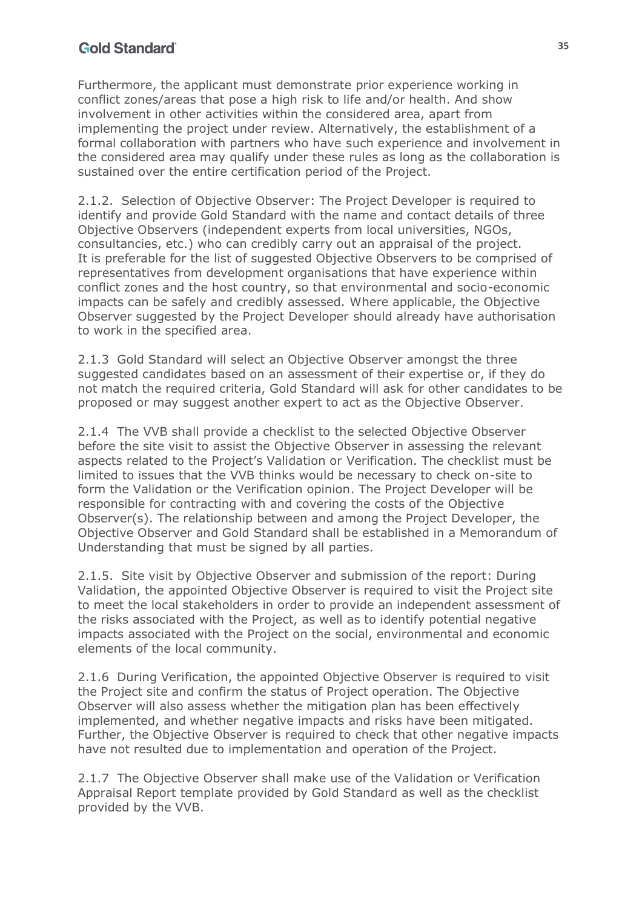Furthermore, the applicant must demonstrate prior experience working in conflict zones/areas that pose a high risk to life and/or health. And show involvement in other activities within the considered area, apart from implementing the project under review. Alternatively, the establishment of a formal collaboration with partners who have such experience and involvement in the considered area may qualify under these rules as long as the collaboration is sustained over the entire certification period of the Project.

2.1.2. Selection of Objective Observer: The Project Developer is required to identify and provide Gold Standard with the name and contact details of three Objective Observers (independent experts from local universities, NGOs, consultancies, etc.) who can credibly carry out an appraisal of the project. It is preferable for the list of suggested Objective Observers to be comprised of representatives from development organisations that have experience within conflict zones and the host country, so that environmental and socio-economic impacts can be safely and credibly assessed. Where applicable, the Objective Observer suggested by the Project Developer should already have authorisation to work in the specified area.

2.1.3 Gold Standard will select an Objective Observer amongst the three suggested candidates based on an assessment of their expertise or, if they do not match the required criteria, Gold Standard will ask for other candidates to be proposed or may suggest another expert to act as the Objective Observer.

2.1.4 The VVB shall provide a checklist to the selected Objective Observer before the site visit to assist the Objective Observer in assessing the relevant aspects related to the Project's Validation or Verification. The checklist must be limited to issues that the VVB thinks would be necessary to check on-site to form the Validation or the Verification opinion. The Project Developer will be responsible for contracting with and covering the costs of the Objective Observer(s). The relationship between and among the Project Developer, the Objective Observer and Gold Standard shall be established in a Memorandum of Understanding that must be signed by all parties.

2.1.5. Site visit by Objective Observer and submission of the report: During Validation, the appointed Objective Observer is required to visit the Project site to meet the local stakeholders in order to provide an independent assessment of the risks associated with the Project, as well as to identify potential negative impacts associated with the Project on the social, environmental and economic elements of the local community.

2.1.6 During Verification, the appointed Objective Observer is required to visit the Project site and confirm the status of Project operation. The Objective Observer will also assess whether the mitigation plan has been effectively implemented, and whether negative impacts and risks have been mitigated. Further, the Objective Observer is required to check that other negative impacts have not resulted due to implementation and operation of the Project.

2.1.7 The Objective Observer shall make use of the Validation or Verification Appraisal Report template provided by Gold Standard as well as the checklist provided by the VVB.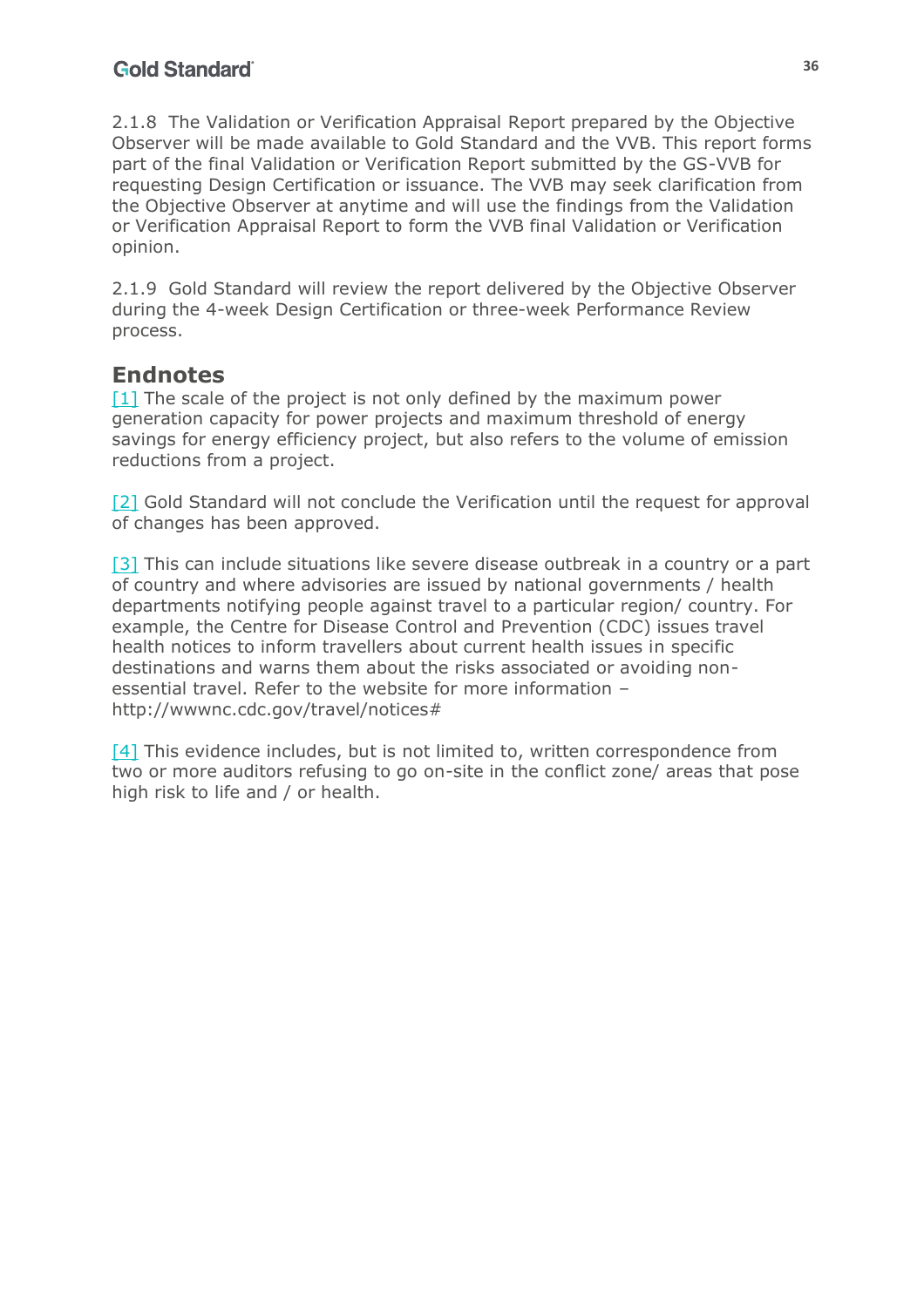2.1.8 The Validation or Verification Appraisal Report prepared by the Objective Observer will be made available to Gold Standard and the VVB. This report forms part of the final Validation or Verification Report submitted by the GS-VVB for requesting Design Certification or issuance. The VVB may seek clarification from the Objective Observer at anytime and will use the findings from the Validation or Verification Appraisal Report to form the VVB final Validation or Verification opinion.

2.1.9 Gold Standard will review the report delivered by the Objective Observer during the 4-week Design Certification or three-week Performance Review process.

## Endnotes

[1] The scale of the project is not only defined by the maximum power generation capacity for power projects and maximum threshold of energy savings for energy efficiency project, but also refers to the volume of emission reductions from a project.

[2] Gold Standard will not conclude the Verification until the request for approval of changes has been approved.

[3] This can include situations like severe disease outbreak in a country or a part of country and where advisories are issued by national governments / health departments notifying people against travel to a particular region/ country. For example, the Centre for Disease Control and Prevention (CDC) issues travel health notices to inform travellers about current health issues in specific destinations and warns them about the risks associated or avoiding non-essential travel. Refer to the website for more information – http://wwwnc.cdc.gov/travel/notices#

[4] This evidence includes, but is not limited to, written correspondence from two or more auditors refusing to go on-site in the conflict zone/ areas that pose high risk to life and / or health.